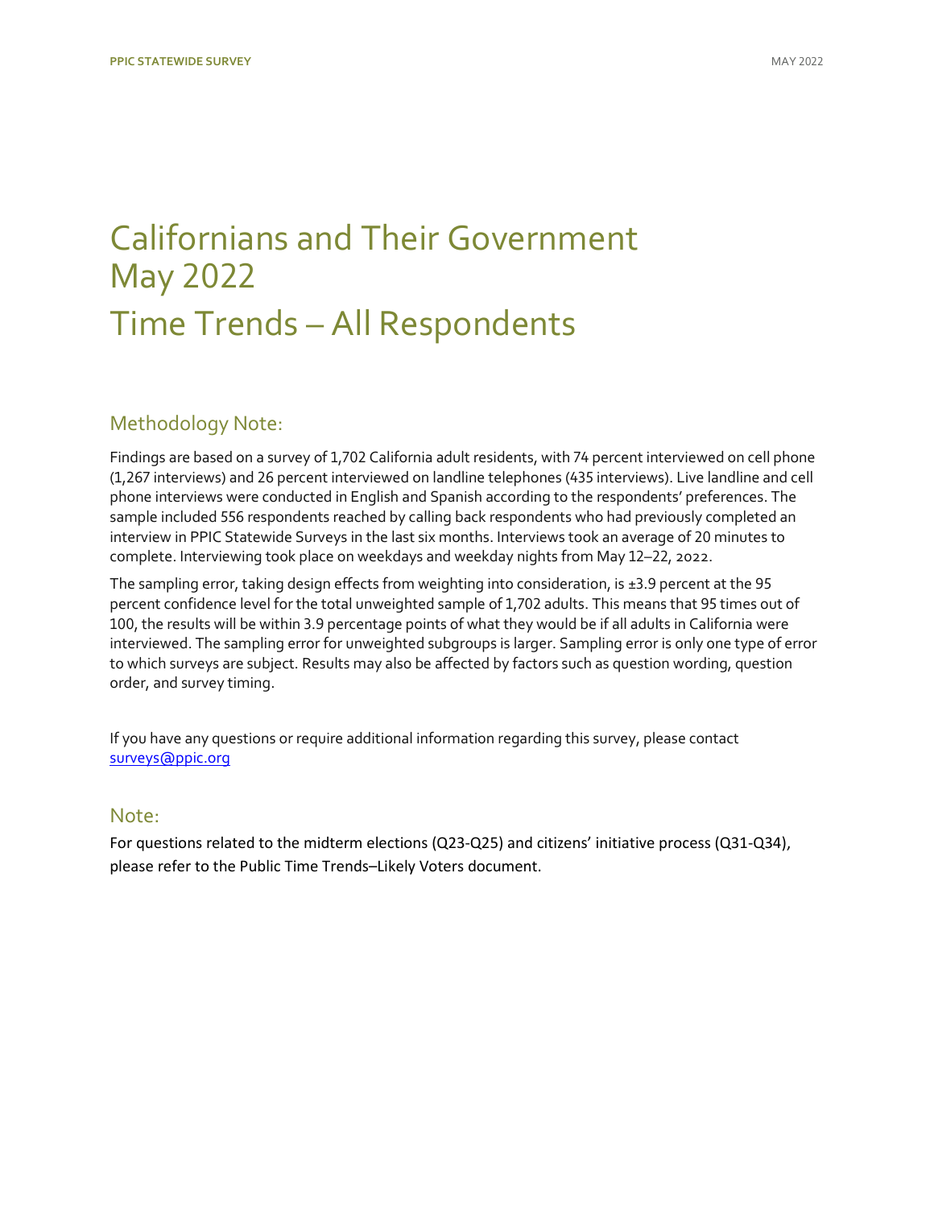# Californians and Their Government May 2022

# Time Trends – All Respondents

## Methodology Note:

Findings are based on a survey of 1,702 California adult residents, with 74 percent interviewed on cell phone (1,267 interviews) and 26 percent interviewed on landline telephones (435 interviews). Live landline and cell phone interviews were conducted in English and Spanish according to the respondents' preferences. The sample included 556 respondents reached by calling back respondents who had previously completed an interview in PPIC Statewide Surveys in the last six months. Interviews took an average of 20 minutes to complete. Interviewing took place on weekdays and weekday nights from May 12–22, 2022.

The sampling error, taking design effects from weighting into consideration, is ±3.9 percent at the 95 percent confidence level for the total unweighted sample of 1,702 adults. This means that 95 times out of 100, the results will be within 3.9 percentage points of what they would be if all adults in California were interviewed. The sampling error for unweighted subgroups is larger. Sampling error is only one type of error to which surveys are subject. Results may also be affected by factors such as question wording, question order, and survey timing.

If you have any questions or require additional information regarding this survey, please contact surveys@ppic.org

## Note:

For questions related to the midterm elections (Q23-Q25) and citizens' initiative process (Q31-Q34), please refer to the Public Time Trends–Likely Voters document.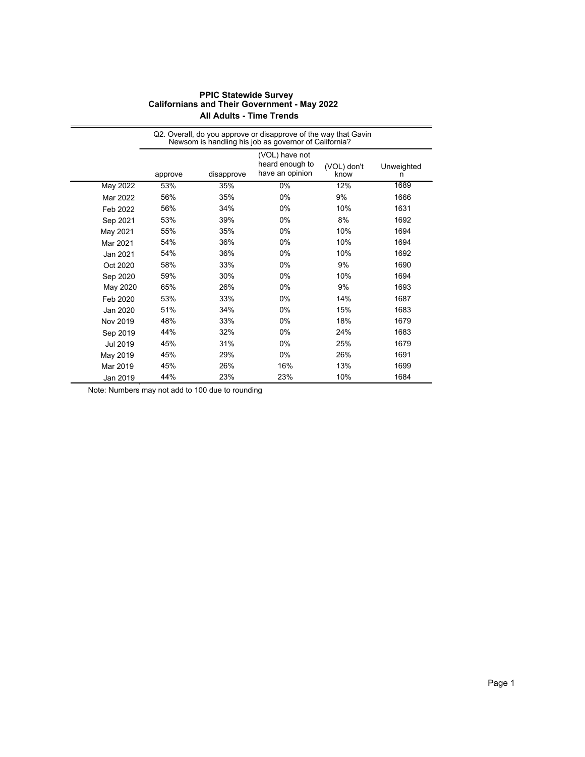# PPIC Statewide Survey
## Californians and Their Government - May 2022
### All Adults - Time Trends

Q2. Overall, do you approve or disapprove of the way that Gavin Newsom is handling his job as governor of California?

| | approve | disapprove | (VOL) have not heard enough to have an opinion | (VOL) don't know | Unweighted n |
|---|---|---|---|---|---|
| May 2022 | 53% | 35% | 0% | 12% | 1689 |
| Mar 2022 | 56% | 35% | 0% | 9% | 1666 |
| Feb 2022 | 56% | 34% | 0% | 10% | 1631 |
| Sep 2021 | 53% | 39% | 0% | 8% | 1692 |
| May 2021 | 55% | 35% | 0% | 10% | 1694 |
| Mar 2021 | 54% | 36% | 0% | 10% | 1694 |
| Jan 2021 | 54% | 36% | 0% | 10% | 1692 |
| Oct 2020 | 58% | 33% | 0% | 9% | 1690 |
| Sep 2020 | 59% | 30% | 0% | 10% | 1694 |
| May 2020 | 65% | 26% | 0% | 9% | 1693 |
| Feb 2020 | 53% | 33% | 0% | 14% | 1687 |
| Jan 2020 | 51% | 34% | 0% | 15% | 1683 |
| Nov 2019 | 48% | 33% | 0% | 18% | 1679 |
| Sep 2019 | 44% | 32% | 0% | 24% | 1683 |
| Jul 2019 | 45% | 31% | 0% | 25% | 1679 |
| May 2019 | 45% | 29% | 0% | 26% | 1691 |
| Mar 2019 | 45% | 26% | 16% | 13% | 1699 |
| Jan 2019 | 44% | 23% | 23% | 10% | 1684 |

Note: Numbers may not add to 100 due to rounding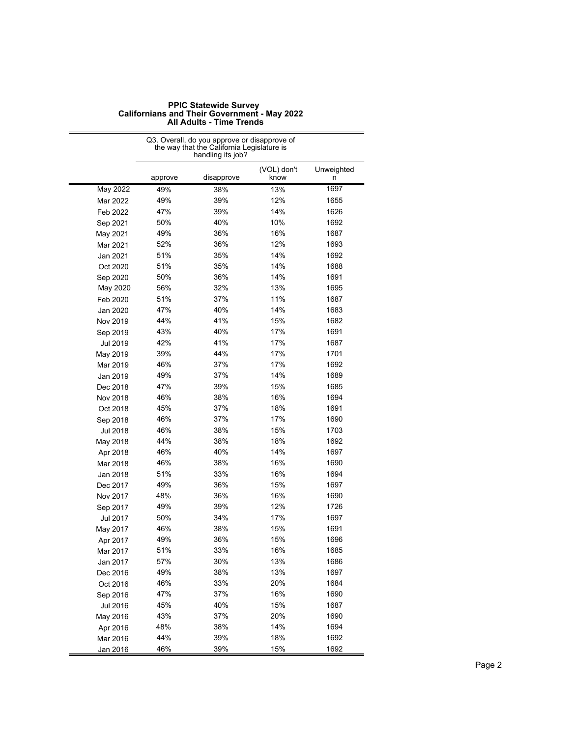**PPIC Statewide Survey**
**Californians and Their Government - May 2022**
**All Adults - Time Trends**

| | Q3. Overall, do you approve or disapprove of the way that the California Legislature is handling its job? | | | |
|---|---|---|---|---|
| | approve | disapprove | (VOL) don't know | Unweighted n |
| May 2022 | 49% | 38% | 13% | 1697 |
| Mar 2022 | 49% | 39% | 12% | 1655 |
| Feb 2022 | 47% | 39% | 14% | 1626 |
| Sep 2021 | 50% | 40% | 10% | 1692 |
| May 2021 | 49% | 36% | 16% | 1687 |
| Mar 2021 | 52% | 36% | 12% | 1693 |
| Jan 2021 | 51% | 35% | 14% | 1692 |
| Oct 2020 | 51% | 35% | 14% | 1688 |
| Sep 2020 | 50% | 36% | 14% | 1691 |
| May 2020 | 56% | 32% | 13% | 1695 |
| Feb 2020 | 51% | 37% | 11% | 1687 |
| Jan 2020 | 47% | 40% | 14% | 1683 |
| Nov 2019 | 44% | 41% | 15% | 1682 |
| Sep 2019 | 43% | 40% | 17% | 1691 |
| Jul 2019 | 42% | 41% | 17% | 1687 |
| May 2019 | 39% | 44% | 17% | 1701 |
| Mar 2019 | 46% | 37% | 17% | 1692 |
| Jan 2019 | 49% | 37% | 14% | 1689 |
| Dec 2018 | 47% | 39% | 15% | 1685 |
| Nov 2018 | 46% | 38% | 16% | 1694 |
| Oct 2018 | 45% | 37% | 18% | 1691 |
| Sep 2018 | 46% | 37% | 17% | 1690 |
| Jul 2018 | 46% | 38% | 15% | 1703 |
| May 2018 | 44% | 38% | 18% | 1692 |
| Apr 2018 | 46% | 40% | 14% | 1697 |
| Mar 2018 | 46% | 38% | 16% | 1690 |
| Jan 2018 | 51% | 33% | 16% | 1694 |
| Dec 2017 | 49% | 36% | 15% | 1697 |
| Nov 2017 | 48% | 36% | 16% | 1690 |
| Sep 2017 | 49% | 39% | 12% | 1726 |
| Jul 2017 | 50% | 34% | 17% | 1697 |
| May 2017 | 46% | 38% | 15% | 1691 |
| Apr 2017 | 49% | 36% | 15% | 1696 |
| Mar 2017 | 51% | 33% | 16% | 1685 |
| Jan 2017 | 57% | 30% | 13% | 1686 |
| Dec 2016 | 49% | 38% | 13% | 1697 |
| Oct 2016 | 46% | 33% | 20% | 1684 |
| Sep 2016 | 47% | 37% | 16% | 1690 |
| Jul 2016 | 45% | 40% | 15% | 1687 |
| May 2016 | 43% | 37% | 20% | 1690 |
| Apr 2016 | 48% | 38% | 14% | 1694 |
| Mar 2016 | 44% | 39% | 18% | 1692 |
| Jan 2016 | 46% | 39% | 15% | 1692 |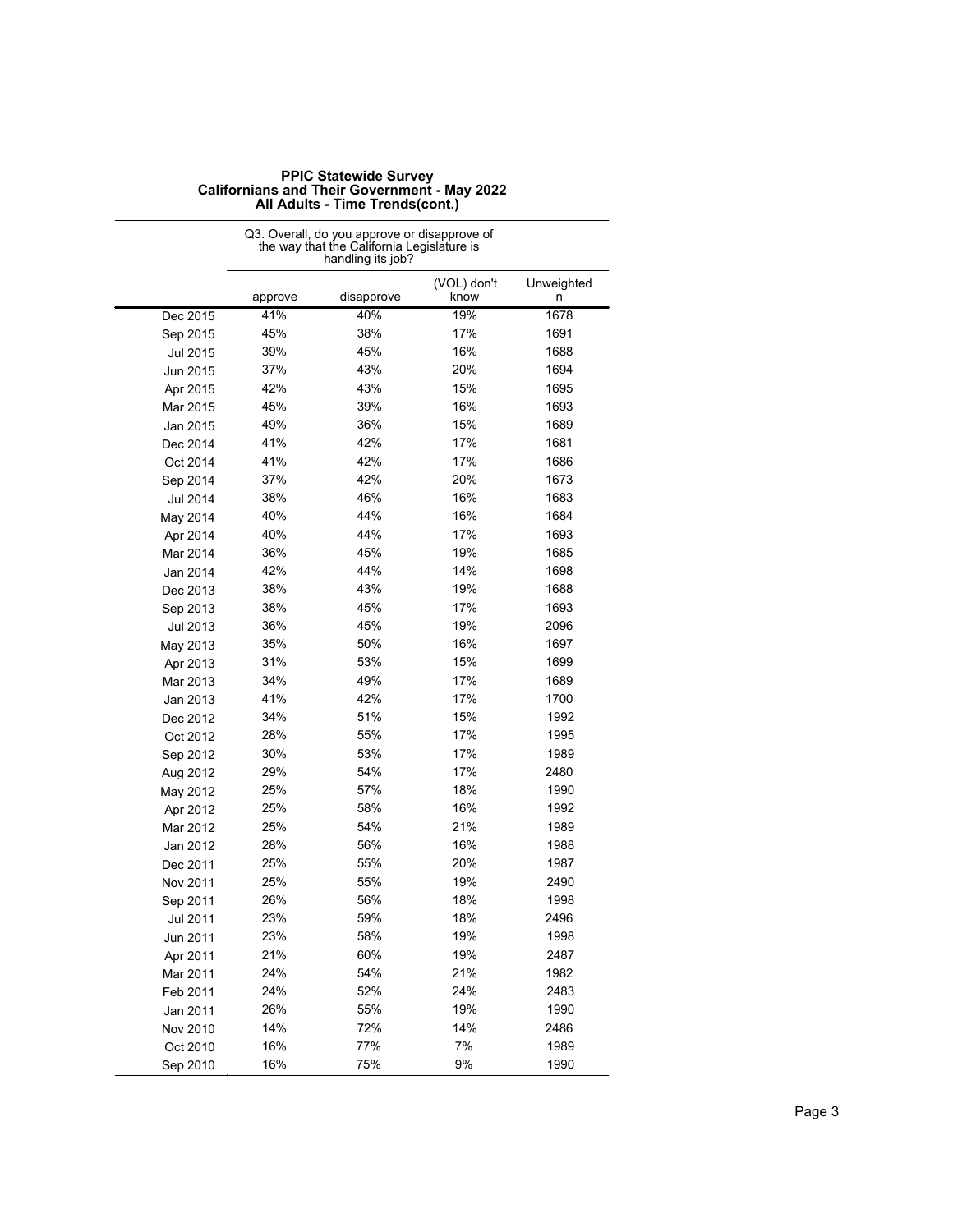**PPIC Statewide Survey**
**Californians and Their Government - May 2022**
**All Adults - Time Trends(cont.)**

| | Q3. Overall, do you approve or disapprove of the way that the California Legislature is handling its job? | | | |
|---|---|---|---|---|
| | approve | disapprove | (VOL) don't know | Unweighted n |
| Dec 2015 | 41% | 40% | 19% | 1678 |
| Sep 2015 | 45% | 38% | 17% | 1691 |
| Jul 2015 | 39% | 45% | 16% | 1688 |
| Jun 2015 | 37% | 43% | 20% | 1694 |
| Apr 2015 | 42% | 43% | 15% | 1695 |
| Mar 2015 | 45% | 39% | 16% | 1693 |
| Jan 2015 | 49% | 36% | 15% | 1689 |
| Dec 2014 | 41% | 42% | 17% | 1681 |
| Oct 2014 | 41% | 42% | 17% | 1686 |
| Sep 2014 | 37% | 42% | 20% | 1673 |
| Jul 2014 | 38% | 46% | 16% | 1683 |
| May 2014 | 40% | 44% | 16% | 1684 |
| Apr 2014 | 40% | 44% | 17% | 1693 |
| Mar 2014 | 36% | 45% | 19% | 1685 |
| Jan 2014 | 42% | 44% | 14% | 1698 |
| Dec 2013 | 38% | 43% | 19% | 1688 |
| Sep 2013 | 38% | 45% | 17% | 1693 |
| Jul 2013 | 36% | 45% | 19% | 2096 |
| May 2013 | 35% | 50% | 16% | 1697 |
| Apr 2013 | 31% | 53% | 15% | 1699 |
| Mar 2013 | 34% | 49% | 17% | 1689 |
| Jan 2013 | 41% | 42% | 17% | 1700 |
| Dec 2012 | 34% | 51% | 15% | 1992 |
| Oct 2012 | 28% | 55% | 17% | 1995 |
| Sep 2012 | 30% | 53% | 17% | 1989 |
| Aug 2012 | 29% | 54% | 17% | 2480 |
| May 2012 | 25% | 57% | 18% | 1990 |
| Apr 2012 | 25% | 58% | 16% | 1992 |
| Mar 2012 | 25% | 54% | 21% | 1989 |
| Jan 2012 | 28% | 56% | 16% | 1988 |
| Dec 2011 | 25% | 55% | 20% | 1987 |
| Nov 2011 | 25% | 55% | 19% | 2490 |
| Sep 2011 | 26% | 56% | 18% | 1998 |
| Jul 2011 | 23% | 59% | 18% | 2496 |
| Jun 2011 | 23% | 58% | 19% | 1998 |
| Apr 2011 | 21% | 60% | 19% | 2487 |
| Mar 2011 | 24% | 54% | 21% | 1982 |
| Feb 2011 | 24% | 52% | 24% | 2483 |
| Jan 2011 | 26% | 55% | 19% | 1990 |
| Nov 2010 | 14% | 72% | 14% | 2486 |
| Oct 2010 | 16% | 77% | 7% | 1989 |
| Sep 2010 | 16% | 75% | 9% | 1990 |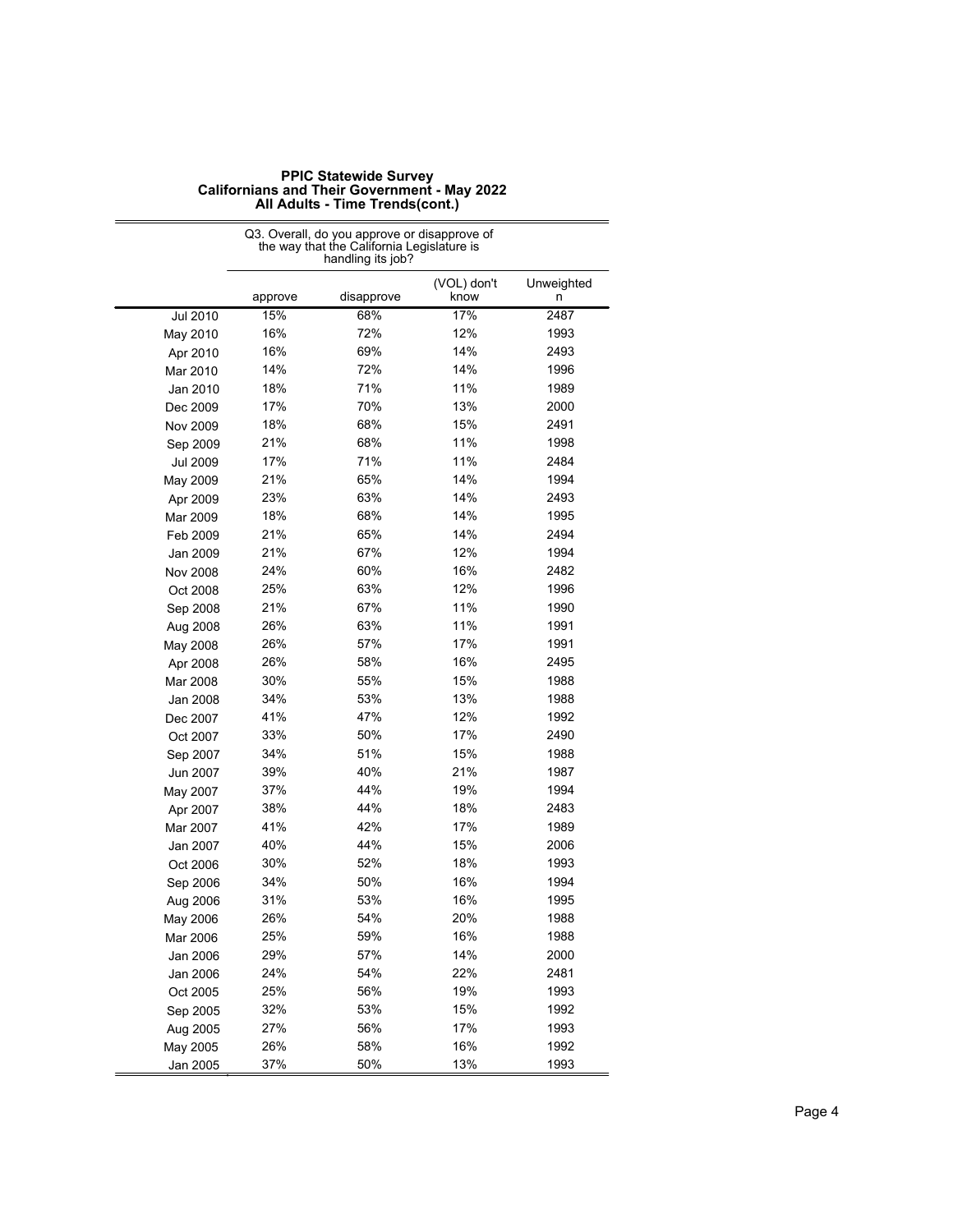**PPIC Statewide Survey**
**Californians and Their Government - May 2022**
**All Adults - Time Trends(cont.)**

| | Q3. Overall, do you approve or disapprove of the way that the California Legislature is handling its job? | | | |
|---|---|---|---|---|
| | approve | disapprove | (VOL) don't know | Unweighted n |
| Jul 2010 | 15% | 68% | 17% | 2487 |
| May 2010 | 16% | 72% | 12% | 1993 |
| Apr 2010 | 16% | 69% | 14% | 2493 |
| Mar 2010 | 14% | 72% | 14% | 1996 |
| Jan 2010 | 18% | 71% | 11% | 1989 |
| Dec 2009 | 17% | 70% | 13% | 2000 |
| Nov 2009 | 18% | 68% | 15% | 2491 |
| Sep 2009 | 21% | 68% | 11% | 1998 |
| Jul 2009 | 17% | 71% | 11% | 2484 |
| May 2009 | 21% | 65% | 14% | 1994 |
| Apr 2009 | 23% | 63% | 14% | 2493 |
| Mar 2009 | 18% | 68% | 14% | 1995 |
| Feb 2009 | 21% | 65% | 14% | 2494 |
| Jan 2009 | 21% | 67% | 12% | 1994 |
| Nov 2008 | 24% | 60% | 16% | 2482 |
| Oct 2008 | 25% | 63% | 12% | 1996 |
| Sep 2008 | 21% | 67% | 11% | 1990 |
| Aug 2008 | 26% | 63% | 11% | 1991 |
| May 2008 | 26% | 57% | 17% | 1991 |
| Apr 2008 | 26% | 58% | 16% | 2495 |
| Mar 2008 | 30% | 55% | 15% | 1988 |
| Jan 2008 | 34% | 53% | 13% | 1988 |
| Dec 2007 | 41% | 47% | 12% | 1992 |
| Oct 2007 | 33% | 50% | 17% | 2490 |
| Sep 2007 | 34% | 51% | 15% | 1988 |
| Jun 2007 | 39% | 40% | 21% | 1987 |
| May 2007 | 37% | 44% | 19% | 1994 |
| Apr 2007 | 38% | 44% | 18% | 2483 |
| Mar 2007 | 41% | 42% | 17% | 1989 |
| Jan 2007 | 40% | 44% | 15% | 2006 |
| Oct 2006 | 30% | 52% | 18% | 1993 |
| Sep 2006 | 34% | 50% | 16% | 1994 |
| Aug 2006 | 31% | 53% | 16% | 1995 |
| May 2006 | 26% | 54% | 20% | 1988 |
| Mar 2006 | 25% | 59% | 16% | 1988 |
| Jan 2006 | 29% | 57% | 14% | 2000 |
| Jan 2006 | 24% | 54% | 22% | 2481 |
| Oct 2005 | 25% | 56% | 19% | 1993 |
| Sep 2005 | 32% | 53% | 15% | 1992 |
| Aug 2005 | 27% | 56% | 17% | 1993 |
| May 2005 | 26% | 58% | 16% | 1992 |
| Jan 2005 | 37% | 50% | 13% | 1993 |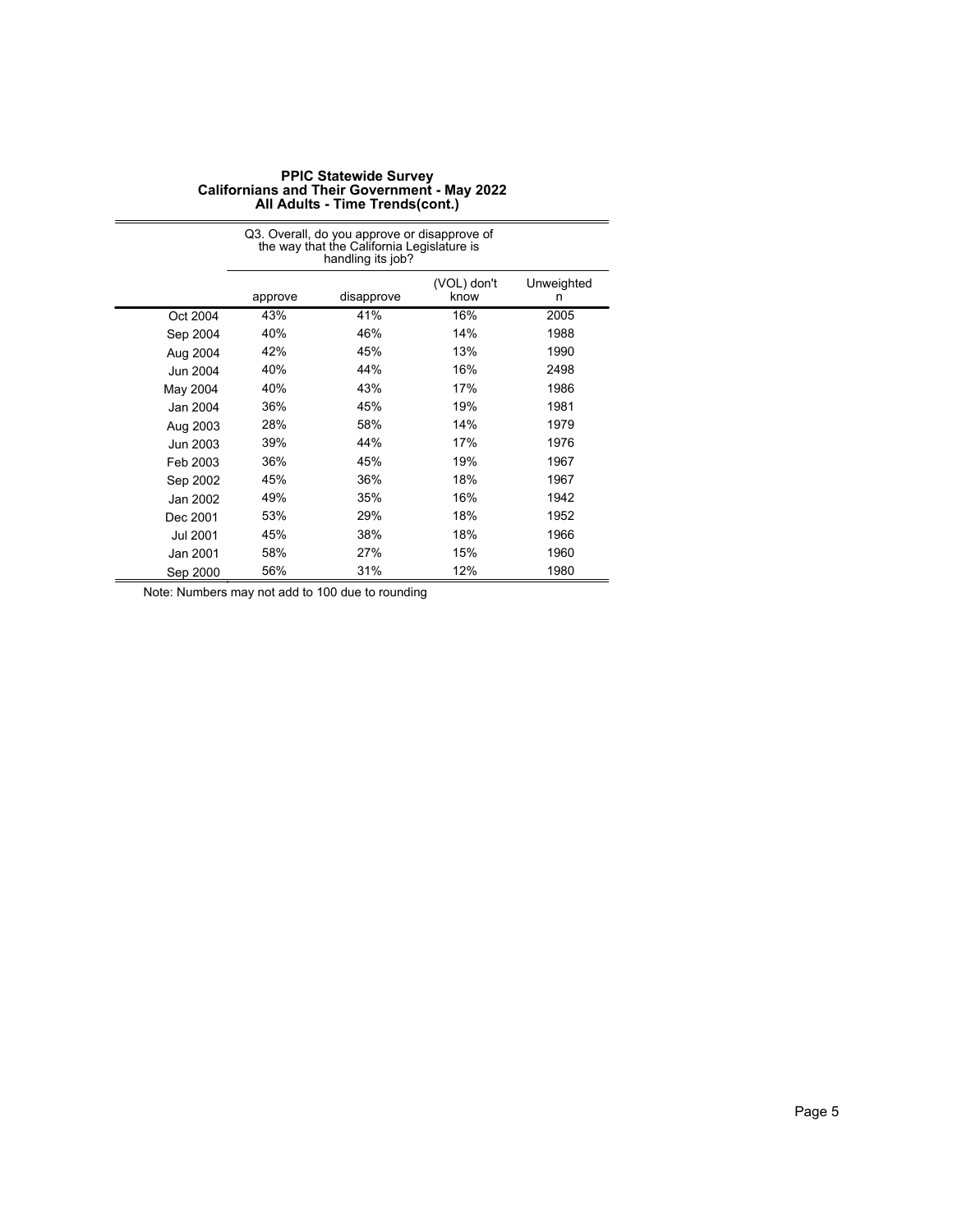# PPIC Statewide Survey
## Californians and Their Government - May 2022
### All Adults - Time Trends(cont.)

| | Q3. Overall, do you approve or disapprove of the way that the California Legislature is handling its job? | | | |
|---|---|---|---|---|
| | approve | disapprove | (VOL) don't know | Unweighted n |
| Oct 2004 | 43% | 41% | 16% | 2005 |
| Sep 2004 | 40% | 46% | 14% | 1988 |
| Aug 2004 | 42% | 45% | 13% | 1990 |
| Jun 2004 | 40% | 44% | 16% | 2498 |
| May 2004 | 40% | 43% | 17% | 1986 |
| Jan 2004 | 36% | 45% | 19% | 1981 |
| Aug 2003 | 28% | 58% | 14% | 1979 |
| Jun 2003 | 39% | 44% | 17% | 1976 |
| Feb 2003 | 36% | 45% | 19% | 1967 |
| Sep 2002 | 45% | 36% | 18% | 1967 |
| Jan 2002 | 49% | 35% | 16% | 1942 |
| Dec 2001 | 53% | 29% | 18% | 1952 |
| Jul 2001 | 45% | 38% | 18% | 1966 |
| Jan 2001 | 58% | 27% | 15% | 1960 |
| Sep 2000 | 56% | 31% | 12% | 1980 |

Note: Numbers may not add to 100 due to rounding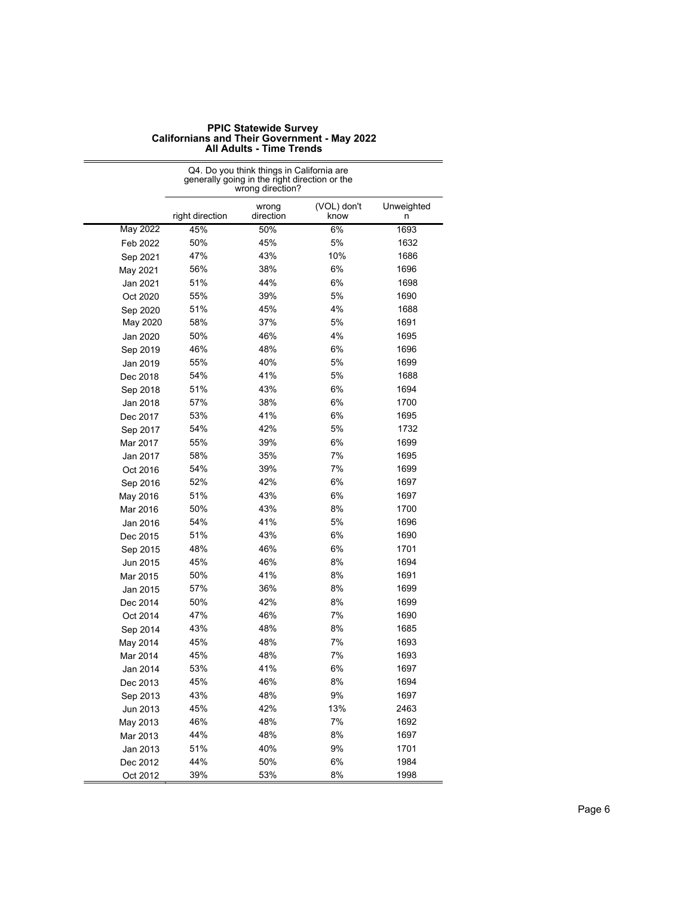**PPIC Statewide Survey**
**Californians and Their Government - May 2022**
**All Adults - Time Trends**

| | Q4. Do you think things in California are generally going in the right direction or the wrong direction? | | | |
|---|---|---|---|---|
| | right direction | wrong direction | (VOL) don't know | Unweighted n |
| May 2022 | 45% | 50% | 6% | 1693 |
| Feb 2022 | 50% | 45% | 5% | 1632 |
| Sep 2021 | 47% | 43% | 10% | 1686 |
| May 2021 | 56% | 38% | 6% | 1696 |
| Jan 2021 | 51% | 44% | 6% | 1698 |
| Oct 2020 | 55% | 39% | 5% | 1690 |
| Sep 2020 | 51% | 45% | 4% | 1688 |
| May 2020 | 58% | 37% | 5% | 1691 |
| Jan 2020 | 50% | 46% | 4% | 1695 |
| Sep 2019 | 46% | 48% | 6% | 1696 |
| Jan 2019 | 55% | 40% | 5% | 1699 |
| Dec 2018 | 54% | 41% | 5% | 1688 |
| Sep 2018 | 51% | 43% | 6% | 1694 |
| Jan 2018 | 57% | 38% | 6% | 1700 |
| Dec 2017 | 53% | 41% | 6% | 1695 |
| Sep 2017 | 54% | 42% | 5% | 1732 |
| Mar 2017 | 55% | 39% | 6% | 1699 |
| Jan 2017 | 58% | 35% | 7% | 1695 |
| Oct 2016 | 54% | 39% | 7% | 1699 |
| Sep 2016 | 52% | 42% | 6% | 1697 |
| May 2016 | 51% | 43% | 6% | 1697 |
| Mar 2016 | 50% | 43% | 8% | 1700 |
| Jan 2016 | 54% | 41% | 5% | 1696 |
| Dec 2015 | 51% | 43% | 6% | 1690 |
| Sep 2015 | 48% | 46% | 6% | 1701 |
| Jun 2015 | 45% | 46% | 8% | 1694 |
| Mar 2015 | 50% | 41% | 8% | 1691 |
| Jan 2015 | 57% | 36% | 8% | 1699 |
| Dec 2014 | 50% | 42% | 8% | 1699 |
| Oct 2014 | 47% | 46% | 7% | 1690 |
| Sep 2014 | 43% | 48% | 8% | 1685 |
| May 2014 | 45% | 48% | 7% | 1693 |
| Mar 2014 | 45% | 48% | 7% | 1693 |
| Jan 2014 | 53% | 41% | 6% | 1697 |
| Dec 2013 | 45% | 46% | 8% | 1694 |
| Sep 2013 | 43% | 48% | 9% | 1697 |
| Jun 2013 | 45% | 42% | 13% | 2463 |
| May 2013 | 46% | 48% | 7% | 1692 |
| Mar 2013 | 44% | 48% | 8% | 1697 |
| Jan 2013 | 51% | 40% | 9% | 1701 |
| Dec 2012 | 44% | 50% | 6% | 1984 |
| Oct 2012 | 39% | 53% | 8% | 1998 |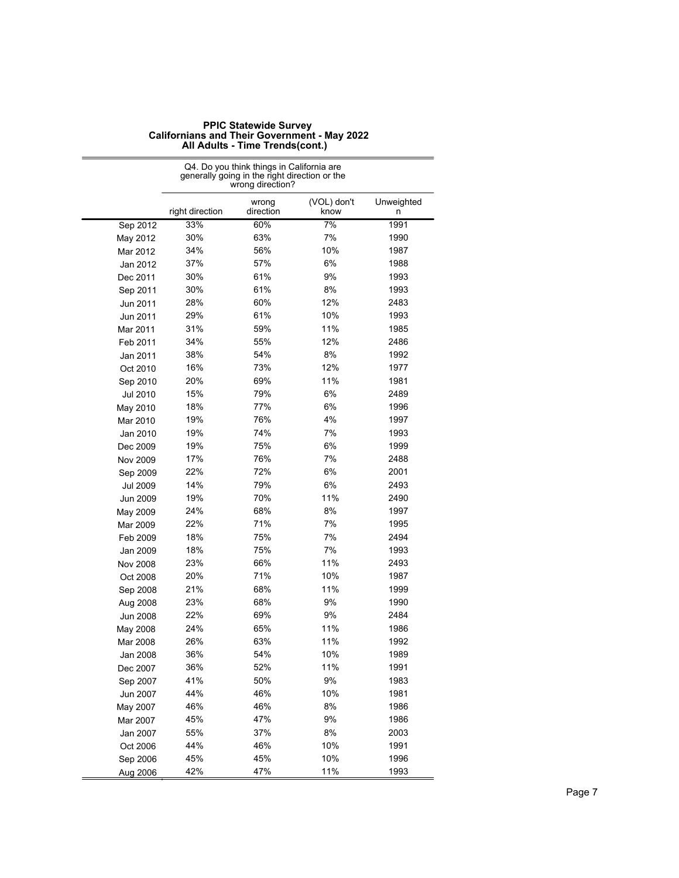**PPIC Statewide Survey**
**Californians and Their Government - May 2022**
**All Adults - Time Trends(cont.)**

| | Q4. Do you think things in California are generally going in the right direction or the wrong direction? | | | |
|---|---|---|---|---|
| | right direction | wrong direction | (VOL) don't know | Unweighted n |
| Sep 2012 | 33% | 60% | 7% | 1991 |
| May 2012 | 30% | 63% | 7% | 1990 |
| Mar 2012 | 34% | 56% | 10% | 1987 |
| Jan 2012 | 37% | 57% | 6% | 1988 |
| Dec 2011 | 30% | 61% | 9% | 1993 |
| Sep 2011 | 30% | 61% | 8% | 1993 |
| Jun 2011 | 28% | 60% | 12% | 2483 |
| Jun 2011 | 29% | 61% | 10% | 1993 |
| Mar 2011 | 31% | 59% | 11% | 1985 |
| Feb 2011 | 34% | 55% | 12% | 2486 |
| Jan 2011 | 38% | 54% | 8% | 1992 |
| Oct 2010 | 16% | 73% | 12% | 1977 |
| Sep 2010 | 20% | 69% | 11% | 1981 |
| Jul 2010 | 15% | 79% | 6% | 2489 |
| May 2010 | 18% | 77% | 6% | 1996 |
| Mar 2010 | 19% | 76% | 4% | 1997 |
| Jan 2010 | 19% | 74% | 7% | 1993 |
| Dec 2009 | 19% | 75% | 6% | 1999 |
| Nov 2009 | 17% | 76% | 7% | 2488 |
| Sep 2009 | 22% | 72% | 6% | 2001 |
| Jul 2009 | 14% | 79% | 6% | 2493 |
| Jun 2009 | 19% | 70% | 11% | 2490 |
| May 2009 | 24% | 68% | 8% | 1997 |
| Mar 2009 | 22% | 71% | 7% | 1995 |
| Feb 2009 | 18% | 75% | 7% | 2494 |
| Jan 2009 | 18% | 75% | 7% | 1993 |
| Nov 2008 | 23% | 66% | 11% | 2493 |
| Oct 2008 | 20% | 71% | 10% | 1987 |
| Sep 2008 | 21% | 68% | 11% | 1999 |
| Aug 2008 | 23% | 68% | 9% | 1990 |
| Jun 2008 | 22% | 69% | 9% | 2484 |
| May 2008 | 24% | 65% | 11% | 1986 |
| Mar 2008 | 26% | 63% | 11% | 1992 |
| Jan 2008 | 36% | 54% | 10% | 1989 |
| Dec 2007 | 36% | 52% | 11% | 1991 |
| Sep 2007 | 41% | 50% | 9% | 1983 |
| Jun 2007 | 44% | 46% | 10% | 1981 |
| May 2007 | 46% | 46% | 8% | 1986 |
| Mar 2007 | 45% | 47% | 9% | 1986 |
| Jan 2007 | 55% | 37% | 8% | 2003 |
| Oct 2006 | 44% | 46% | 10% | 1991 |
| Sep 2006 | 45% | 45% | 10% | 1996 |
| Aug 2006 | 42% | 47% | 11% | 1993 |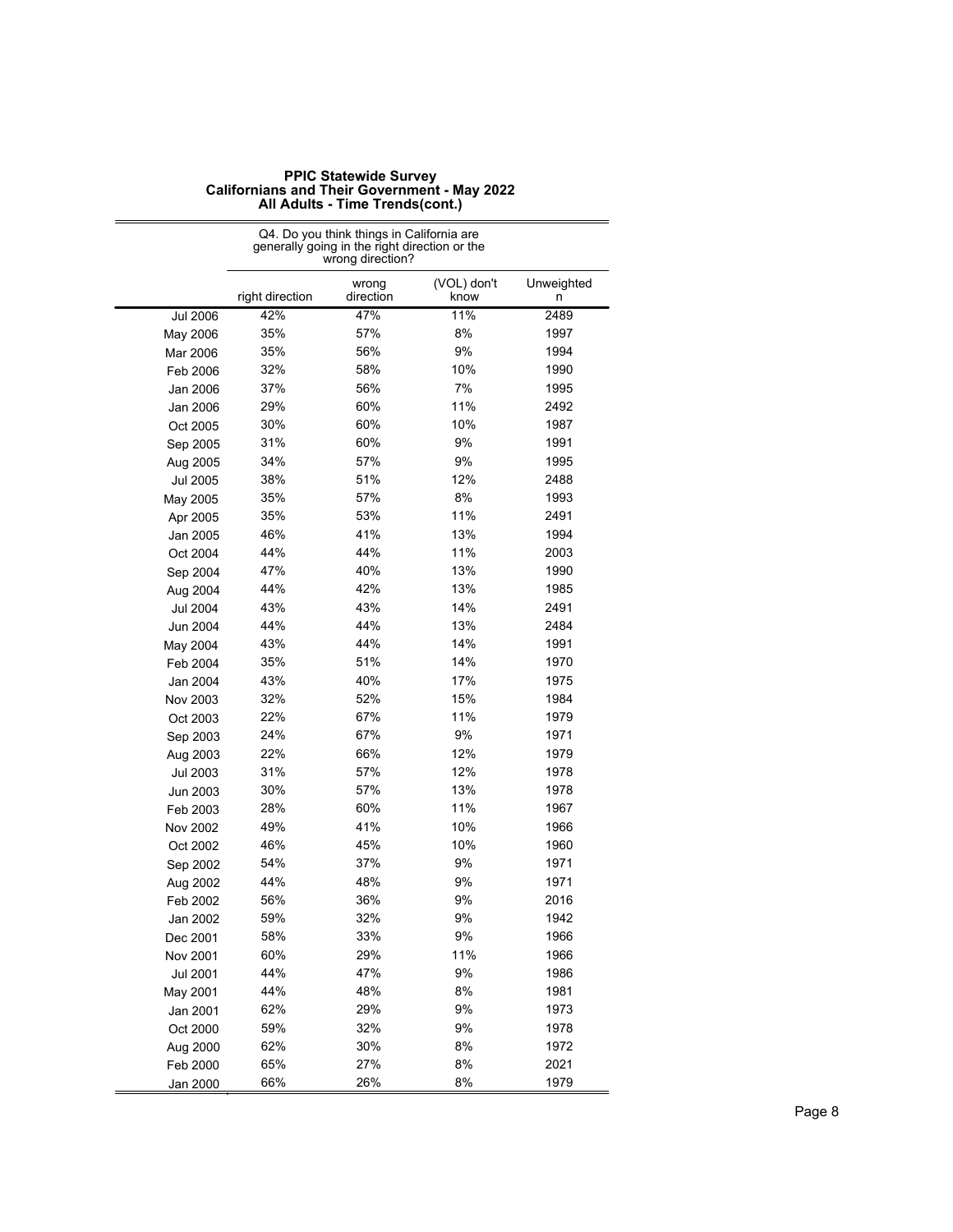**PPIC Statewide Survey**
**Californians and Their Government - May 2022**
**All Adults - Time Trends(cont.)**

| | Q4. Do you think things in California are generally going in the right direction or the wrong direction? | | | |
|---|---|---|---|---|
| | right direction | wrong direction | (VOL) don't know | Unweighted n |
| Jul 2006 | 42% | 47% | 11% | 2489 |
| May 2006 | 35% | 57% | 8% | 1997 |
| Mar 2006 | 35% | 56% | 9% | 1994 |
| Feb 2006 | 32% | 58% | 10% | 1990 |
| Jan 2006 | 37% | 56% | 7% | 1995 |
| Jan 2006 | 29% | 60% | 11% | 2492 |
| Oct 2005 | 30% | 60% | 10% | 1987 |
| Sep 2005 | 31% | 60% | 9% | 1991 |
| Aug 2005 | 34% | 57% | 9% | 1995 |
| Jul 2005 | 38% | 51% | 12% | 2488 |
| May 2005 | 35% | 57% | 8% | 1993 |
| Apr 2005 | 35% | 53% | 11% | 2491 |
| Jan 2005 | 46% | 41% | 13% | 1994 |
| Oct 2004 | 44% | 44% | 11% | 2003 |
| Sep 2004 | 47% | 40% | 13% | 1990 |
| Aug 2004 | 44% | 42% | 13% | 1985 |
| Jul 2004 | 43% | 43% | 14% | 2491 |
| Jun 2004 | 44% | 44% | 13% | 2484 |
| May 2004 | 43% | 44% | 14% | 1991 |
| Feb 2004 | 35% | 51% | 14% | 1970 |
| Jan 2004 | 43% | 40% | 17% | 1975 |
| Nov 2003 | 32% | 52% | 15% | 1984 |
| Oct 2003 | 22% | 67% | 11% | 1979 |
| Sep 2003 | 24% | 67% | 9% | 1971 |
| Aug 2003 | 22% | 66% | 12% | 1979 |
| Jul 2003 | 31% | 57% | 12% | 1978 |
| Jun 2003 | 30% | 57% | 13% | 1978 |
| Feb 2003 | 28% | 60% | 11% | 1967 |
| Nov 2002 | 49% | 41% | 10% | 1966 |
| Oct 2002 | 46% | 45% | 10% | 1960 |
| Sep 2002 | 54% | 37% | 9% | 1971 |
| Aug 2002 | 44% | 48% | 9% | 1971 |
| Feb 2002 | 56% | 36% | 9% | 2016 |
| Jan 2002 | 59% | 32% | 9% | 1942 |
| Dec 2001 | 58% | 33% | 9% | 1966 |
| Nov 2001 | 60% | 29% | 11% | 1966 |
| Jul 2001 | 44% | 47% | 9% | 1986 |
| May 2001 | 44% | 48% | 8% | 1981 |
| Jan 2001 | 62% | 29% | 9% | 1973 |
| Oct 2000 | 59% | 32% | 9% | 1978 |
| Aug 2000 | 62% | 30% | 8% | 1972 |
| Feb 2000 | 65% | 27% | 8% | 2021 |
| Jan 2000 | 66% | 26% | 8% | 1979 |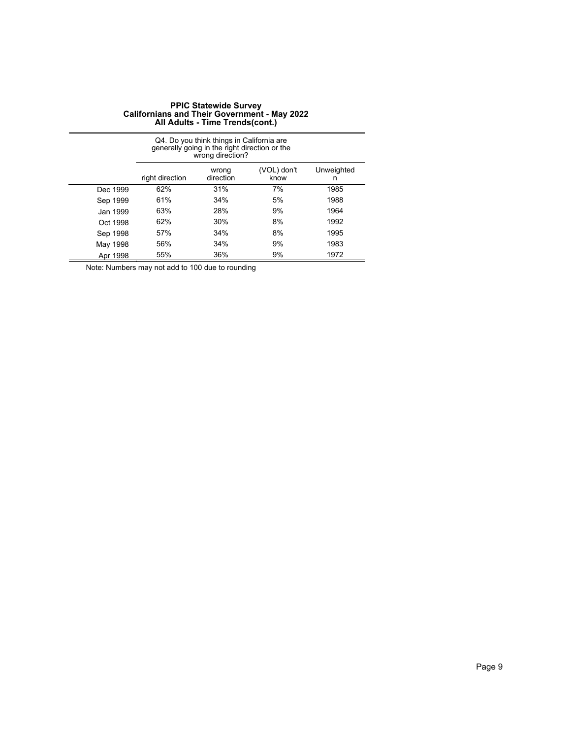**PPIC Statewide Survey**
**Californians and Their Government - May 2022**
**All Adults - Time Trends(cont.)**

| | Q4. Do you think things in California are generally going in the right direction or the wrong direction? | | | |
|---|---|---|---|---|
| | right direction | wrong direction | (VOL) don't know | Unweighted n |
| Dec 1999 | 62% | 31% | 7% | 1985 |
| Sep 1999 | 61% | 34% | 5% | 1988 |
| Jan 1999 | 63% | 28% | 9% | 1964 |
| Oct 1998 | 62% | 30% | 8% | 1992 |
| Sep 1998 | 57% | 34% | 8% | 1995 |
| May 1998 | 56% | 34% | 9% | 1983 |
| Apr 1998 | 55% | 36% | 9% | 1972 |

Note: Numbers may not add to 100 due to rounding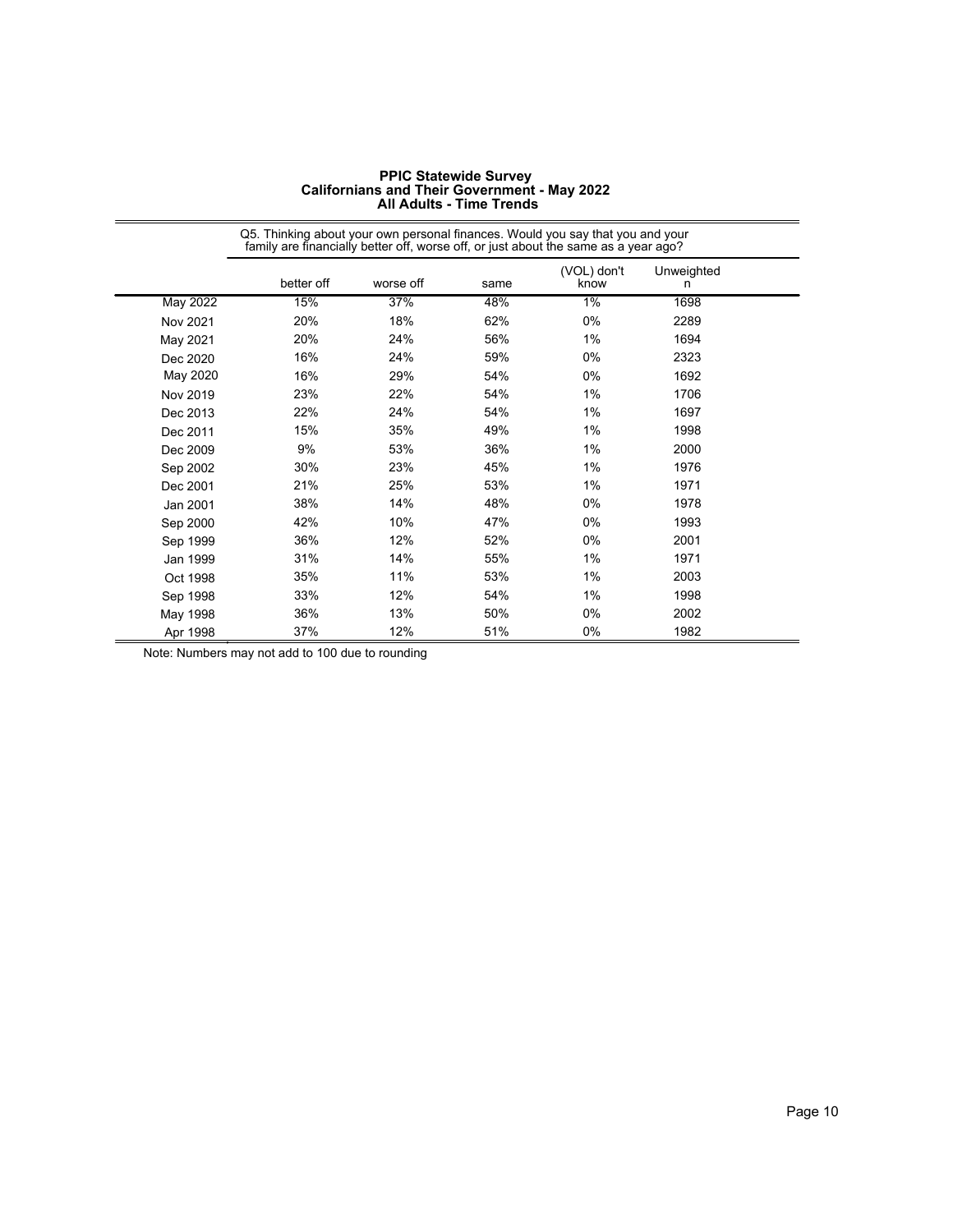**PPIC Statewide Survey**
**Californians and Their Government - May 2022**
**All Adults - Time Trends**

Q5. Thinking about your own personal finances. Would you say that you and your family are financially better off, worse off, or just about the same as a year ago?

| | better off | worse off | same | (VOL) don't know | Unweighted n |
|---|---|---|---|---|---|
| May 2022 | 15% | 37% | 48% | 1% | 1698 |
| Nov 2021 | 20% | 18% | 62% | 0% | 2289 |
| May 2021 | 20% | 24% | 56% | 1% | 1694 |
| Dec 2020 | 16% | 24% | 59% | 0% | 2323 |
| May 2020 | 16% | 29% | 54% | 0% | 1692 |
| Nov 2019 | 23% | 22% | 54% | 1% | 1706 |
| Dec 2013 | 22% | 24% | 54% | 1% | 1697 |
| Dec 2011 | 15% | 35% | 49% | 1% | 1998 |
| Dec 2009 | 9% | 53% | 36% | 1% | 2000 |
| Sep 2002 | 30% | 23% | 45% | 1% | 1976 |
| Dec 2001 | 21% | 25% | 53% | 1% | 1971 |
| Jan 2001 | 38% | 14% | 48% | 0% | 1978 |
| Sep 2000 | 42% | 10% | 47% | 0% | 1993 |
| Sep 1999 | 36% | 12% | 52% | 0% | 2001 |
| Jan 1999 | 31% | 14% | 55% | 1% | 1971 |
| Oct 1998 | 35% | 11% | 53% | 1% | 2003 |
| Sep 1998 | 33% | 12% | 54% | 1% | 1998 |
| May 1998 | 36% | 13% | 50% | 0% | 2002 |
| Apr 1998 | 37% | 12% | 51% | 0% | 1982 |

Note: Numbers may not add to 100 due to rounding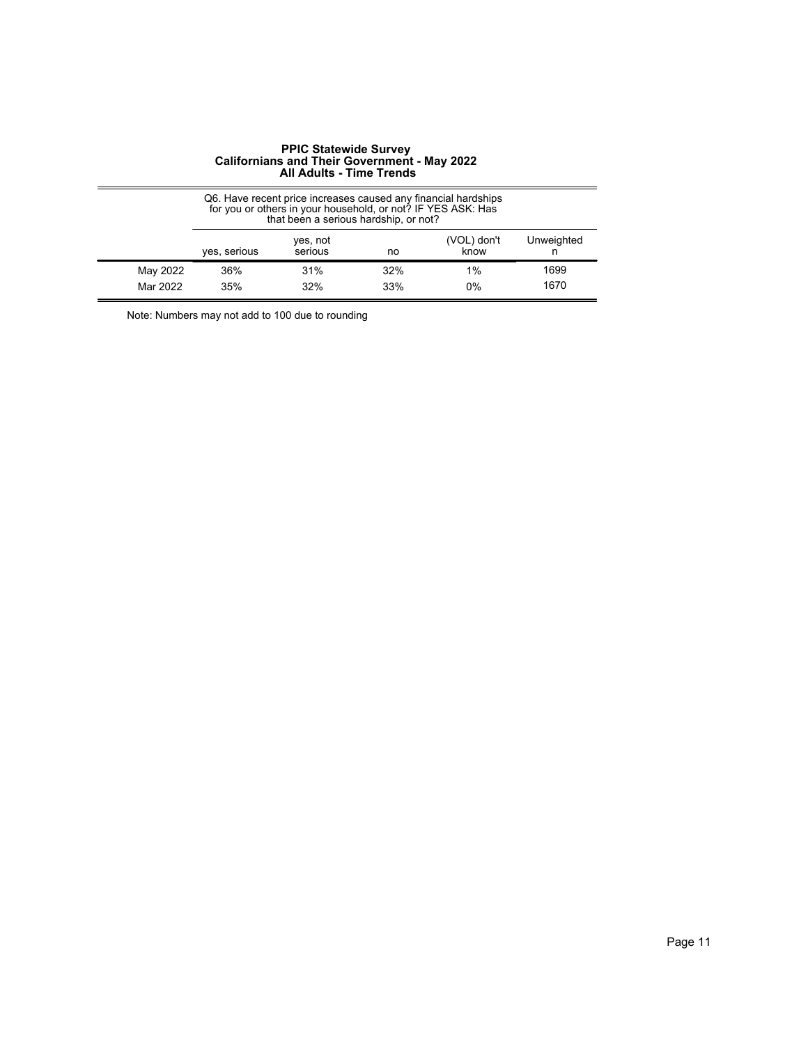**PPIC Statewide Survey**
**Californians and Their Government - May 2022**
**All Adults - Time Trends**

| | Q6. Have recent price increases caused any financial hardships for you or others in your household, or not? IF YES ASK: Has that been a serious hardship, or not? | | | | |
|---|---|---|---|---|---|
| | yes, serious | yes, not serious | no | (VOL) don't know | Unweighted n |
| May 2022 | 36% | 31% | 32% | 1% | 1699 |
| Mar 2022 | 35% | 32% | 33% | 0% | 1670 |

Note: Numbers may not add to 100 due to rounding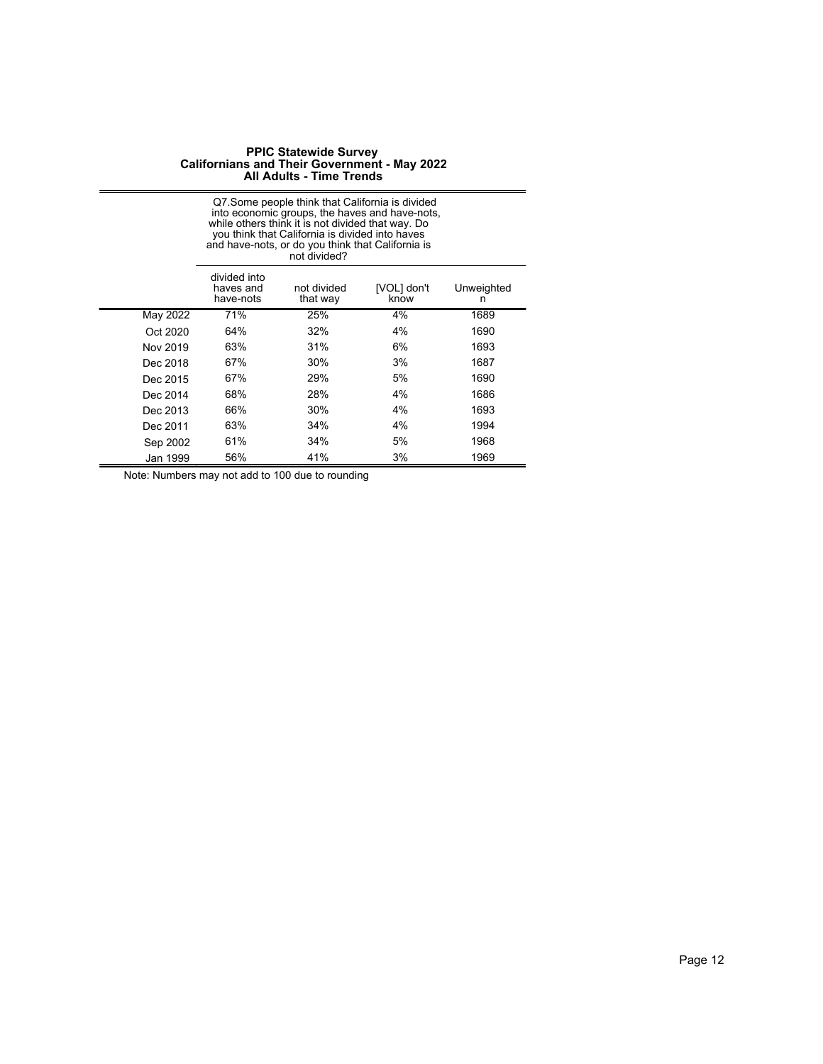**PPIC Statewide Survey**
**Californians and Their Government - May 2022**
**All Adults - Time Trends**

| | Q7.Some people think that California is divided into economic groups, the haves and have-nots, while others think it is not divided that way. Do you think that California is divided into haves and have-nots, or do you think that California is not divided? | | | |
|---|---|---|---|---|
| | divided into haves and have-nots | not divided that way | [VOL] don't know | Unweighted n |
| May 2022 | 71% | 25% | 4% | 1689 |
| Oct 2020 | 64% | 32% | 4% | 1690 |
| Nov 2019 | 63% | 31% | 6% | 1693 |
| Dec 2018 | 67% | 30% | 3% | 1687 |
| Dec 2015 | 67% | 29% | 5% | 1690 |
| Dec 2014 | 68% | 28% | 4% | 1686 |
| Dec 2013 | 66% | 30% | 4% | 1693 |
| Dec 2011 | 63% | 34% | 4% | 1994 |
| Sep 2002 | 61% | 34% | 5% | 1968 |
| Jan 1999 | 56% | 41% | 3% | 1969 |

Note: Numbers may not add to 100 due to rounding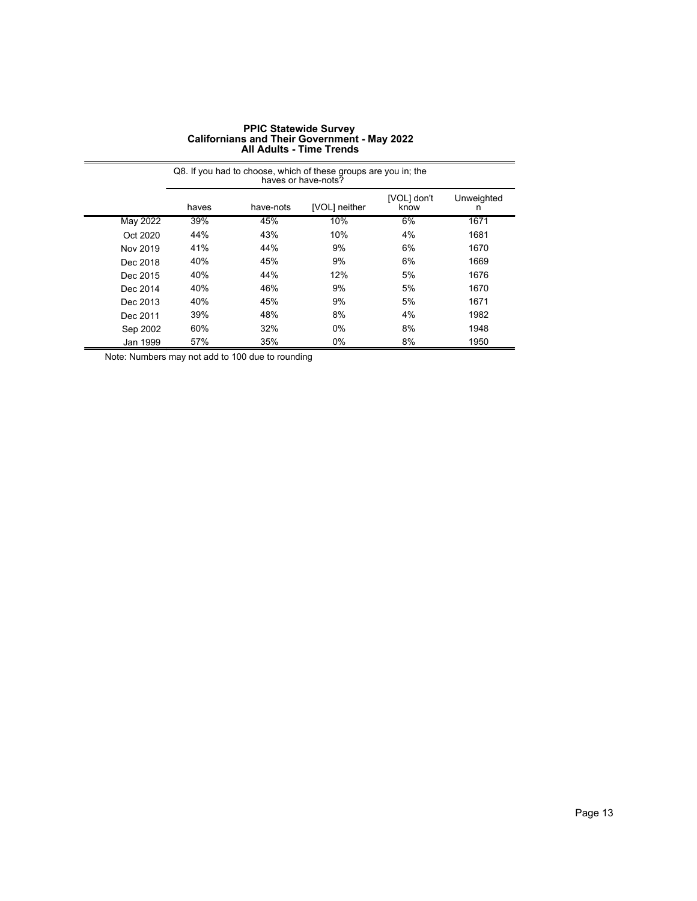# PPIC Statewide Survey
## Californians and Their Government - May 2022
### All Adults - Time Trends

| | Q8. If you had to choose, which of these groups are you in; the haves or have-nots? | | | | |
|---|---|---|---|---|---|
| | haves | have-nots | [VOL] neither | [VOL] don't know | Unweighted n |
| May 2022 | 39% | 45% | 10% | 6% | 1671 |
| Oct 2020 | 44% | 43% | 10% | 4% | 1681 |
| Nov 2019 | 41% | 44% | 9% | 6% | 1670 |
| Dec 2018 | 40% | 45% | 9% | 6% | 1669 |
| Dec 2015 | 40% | 44% | 12% | 5% | 1676 |
| Dec 2014 | 40% | 46% | 9% | 5% | 1670 |
| Dec 2013 | 40% | 45% | 9% | 5% | 1671 |
| Dec 2011 | 39% | 48% | 8% | 4% | 1982 |
| Sep 2002 | 60% | 32% | 0% | 8% | 1948 |
| Jan 1999 | 57% | 35% | 0% | 8% | 1950 |

Note: Numbers may not add to 100 due to rounding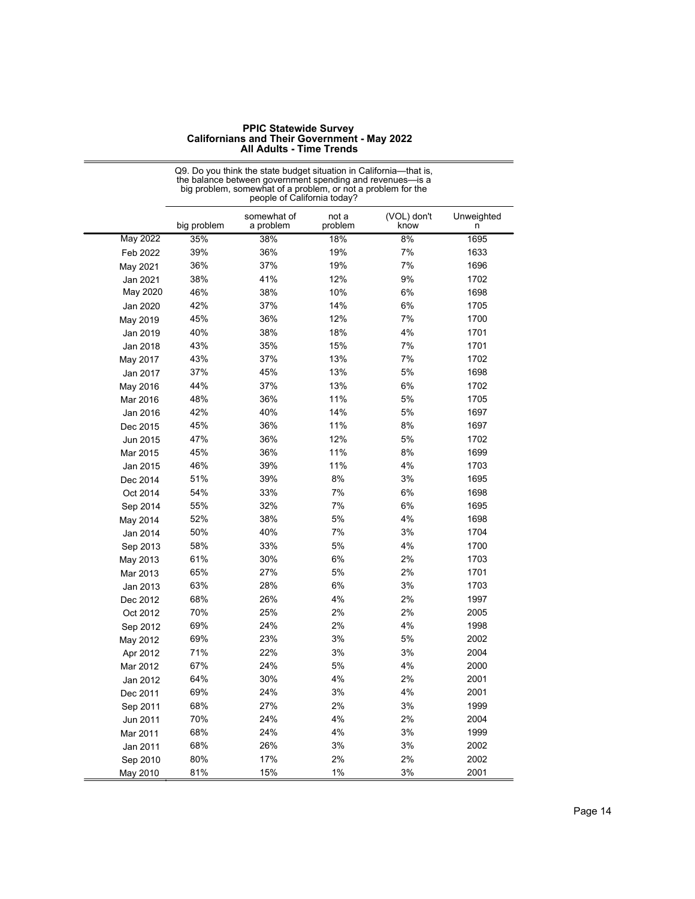**PPIC Statewide Survey**
**Californians and Their Government - May 2022**
**All Adults - Time Trends**

| | Q9. Do you think the state budget situation in California—that is, the balance between government spending and revenues—is a big problem, somewhat of a problem, or not a problem for the people of California today? | | | | |
|---|---|---|---|---|---|
| | big problem | somewhat of a problem | not a problem | (VOL) don't know | Unweighted n |
| May 2022 | 35% | 38% | 18% | 8% | 1695 |
| Feb 2022 | 39% | 36% | 19% | 7% | 1633 |
| May 2021 | 36% | 37% | 19% | 7% | 1696 |
| Jan 2021 | 38% | 41% | 12% | 9% | 1702 |
| May 2020 | 46% | 38% | 10% | 6% | 1698 |
| Jan 2020 | 42% | 37% | 14% | 6% | 1705 |
| May 2019 | 45% | 36% | 12% | 7% | 1700 |
| Jan 2019 | 40% | 38% | 18% | 4% | 1701 |
| Jan 2018 | 43% | 35% | 15% | 7% | 1701 |
| May 2017 | 43% | 37% | 13% | 7% | 1702 |
| Jan 2017 | 37% | 45% | 13% | 5% | 1698 |
| May 2016 | 44% | 37% | 13% | 6% | 1702 |
| Mar 2016 | 48% | 36% | 11% | 5% | 1705 |
| Jan 2016 | 42% | 40% | 14% | 5% | 1697 |
| Dec 2015 | 45% | 36% | 11% | 8% | 1697 |
| Jun 2015 | 47% | 36% | 12% | 5% | 1702 |
| Mar 2015 | 45% | 36% | 11% | 8% | 1699 |
| Jan 2015 | 46% | 39% | 11% | 4% | 1703 |
| Dec 2014 | 51% | 39% | 8% | 3% | 1695 |
| Oct 2014 | 54% | 33% | 7% | 6% | 1698 |
| Sep 2014 | 55% | 32% | 7% | 6% | 1695 |
| May 2014 | 52% | 38% | 5% | 4% | 1698 |
| Jan 2014 | 50% | 40% | 7% | 3% | 1704 |
| Sep 2013 | 58% | 33% | 5% | 4% | 1700 |
| May 2013 | 61% | 30% | 6% | 2% | 1703 |
| Mar 2013 | 65% | 27% | 5% | 2% | 1701 |
| Jan 2013 | 63% | 28% | 6% | 3% | 1703 |
| Dec 2012 | 68% | 26% | 4% | 2% | 1997 |
| Oct 2012 | 70% | 25% | 2% | 2% | 2005 |
| Sep 2012 | 69% | 24% | 2% | 4% | 1998 |
| May 2012 | 69% | 23% | 3% | 5% | 2002 |
| Apr 2012 | 71% | 22% | 3% | 3% | 2004 |
| Mar 2012 | 67% | 24% | 5% | 4% | 2000 |
| Jan 2012 | 64% | 30% | 4% | 2% | 2001 |
| Dec 2011 | 69% | 24% | 3% | 4% | 2001 |
| Sep 2011 | 68% | 27% | 2% | 3% | 1999 |
| Jun 2011 | 70% | 24% | 4% | 2% | 2004 |
| Mar 2011 | 68% | 24% | 4% | 3% | 1999 |
| Jan 2011 | 68% | 26% | 3% | 3% | 2002 |
| Sep 2010 | 80% | 17% | 2% | 2% | 2002 |
| May 2010 | 81% | 15% | 1% | 3% | 2001 |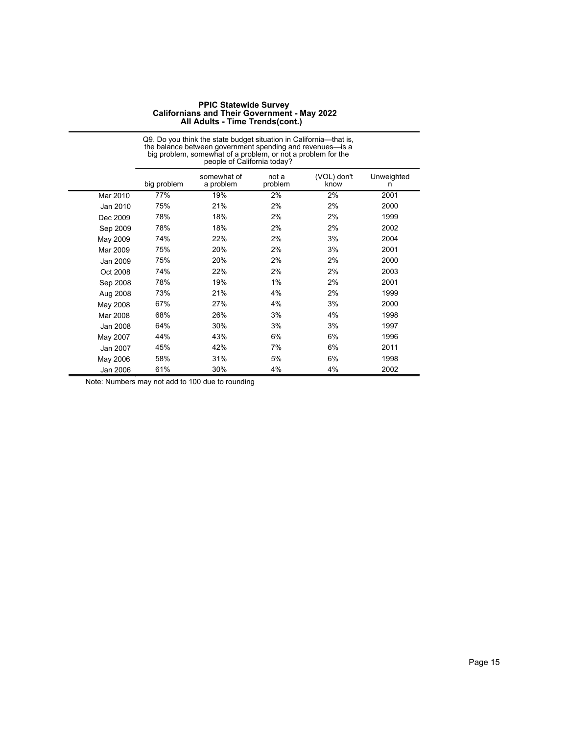**PPIC Statewide Survey**
**Californians and Their Government - May 2022**
**All Adults - Time Trends(cont.)**

| | Q9. Do you think the state budget situation in California—that is, the balance between government spending and revenues—is a big problem, somewhat of a problem, or not a problem for the people of California today? | | | | |
|---|---|---|---|---|---|
| | big problem | somewhat of a problem | not a problem | (VOL) don't know | Unweighted n |
| Mar 2010 | 77% | 19% | 2% | 2% | 2001 |
| Jan 2010 | 75% | 21% | 2% | 2% | 2000 |
| Dec 2009 | 78% | 18% | 2% | 2% | 1999 |
| Sep 2009 | 78% | 18% | 2% | 2% | 2002 |
| May 2009 | 74% | 22% | 2% | 3% | 2004 |
| Mar 2009 | 75% | 20% | 2% | 3% | 2001 |
| Jan 2009 | 75% | 20% | 2% | 2% | 2000 |
| Oct 2008 | 74% | 22% | 2% | 2% | 2003 |
| Sep 2008 | 78% | 19% | 1% | 2% | 2001 |
| Aug 2008 | 73% | 21% | 4% | 2% | 1999 |
| May 2008 | 67% | 27% | 4% | 3% | 2000 |
| Mar 2008 | 68% | 26% | 3% | 4% | 1998 |
| Jan 2008 | 64% | 30% | 3% | 3% | 1997 |
| May 2007 | 44% | 43% | 6% | 6% | 1996 |
| Jan 2007 | 45% | 42% | 7% | 6% | 2011 |
| May 2006 | 58% | 31% | 5% | 6% | 1998 |
| Jan 2006 | 61% | 30% | 4% | 4% | 2002 |

Note: Numbers may not add to 100 due to rounding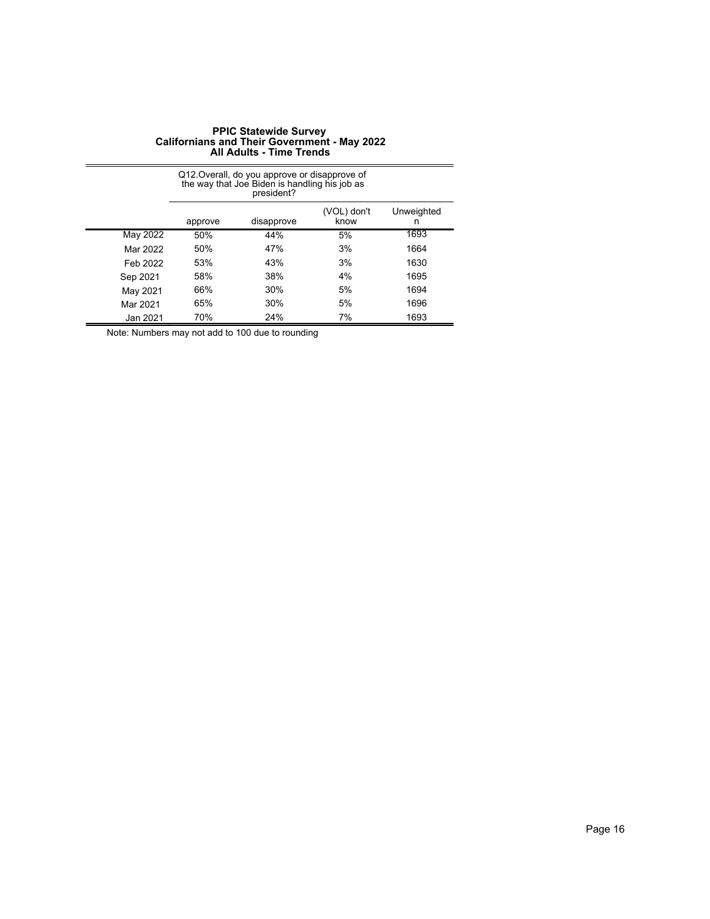**PPIC Statewide Survey**
**Californians and Their Government - May 2022**
**All Adults - Time Trends**

| | Q12.Overall, do you approve or disapprove of the way that Joe Biden is handling his job as president? | | | |
|---|---|---|---|---|
| | approve | disapprove | (VOL) don't know | Unweighted n |
| May 2022 | 50% | 44% | 5% | 1693 |
| Mar 2022 | 50% | 47% | 3% | 1664 |
| Feb 2022 | 53% | 43% | 3% | 1630 |
| Sep 2021 | 58% | 38% | 4% | 1695 |
| May 2021 | 66% | 30% | 5% | 1694 |
| Mar 2021 | 65% | 30% | 5% | 1696 |
| Jan 2021 | 70% | 24% | 7% | 1693 |

Note: Numbers may not add to 100 due to rounding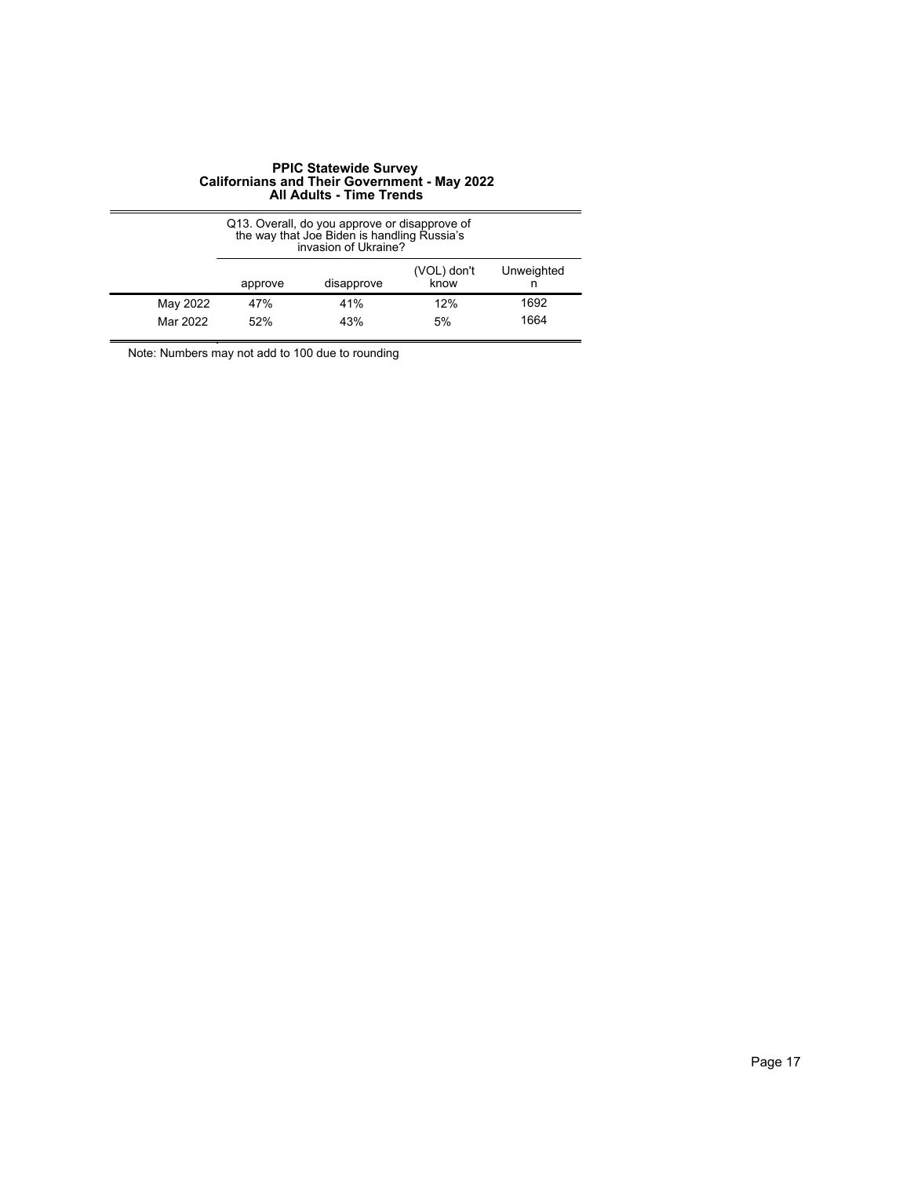**PPIC Statewide Survey**
**Californians and Their Government - May 2022**
**All Adults - Time Trends**

| | Q13. Overall, do you approve or disapprove of the way that Joe Biden is handling Russia's invasion of Ukraine? | | | |
|---|---|---|---|---|
| | approve | disapprove | (VOL) don't know | Unweighted n |
| May 2022 | 47% | 41% | 12% | 1692 |
| Mar 2022 | 52% | 43% | 5% | 1664 |

Note: Numbers may not add to 100 due to rounding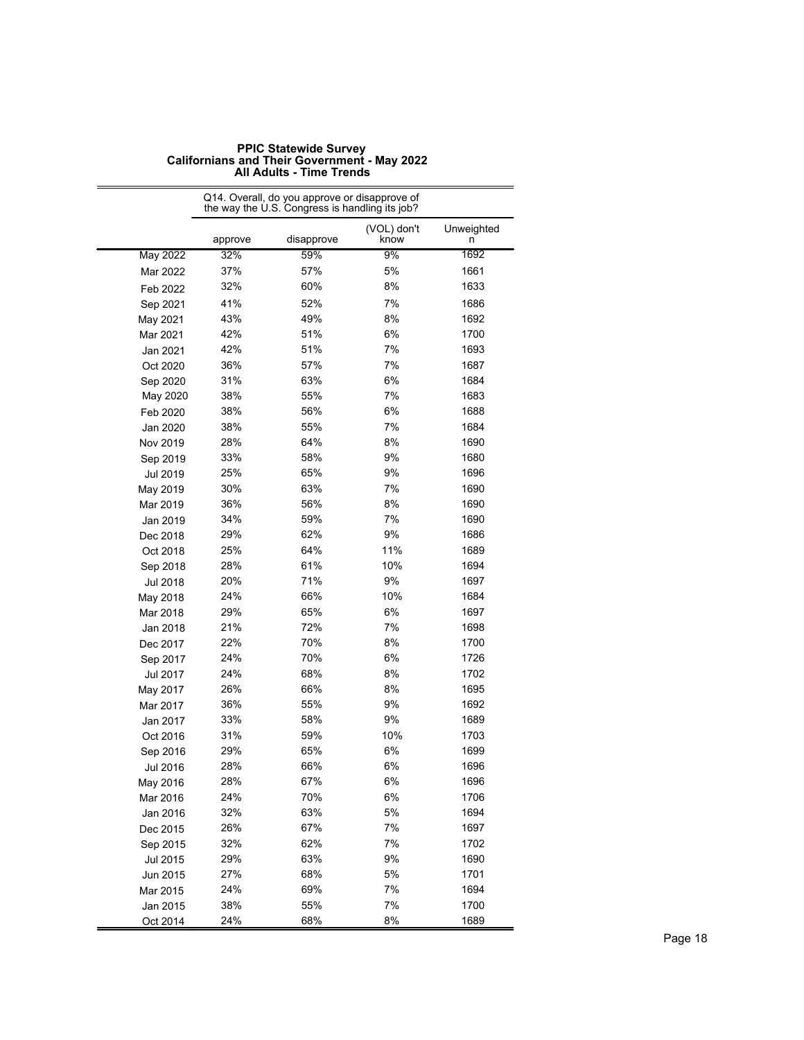**PPIC Statewide Survey**
**Californians and Their Government - May 2022**
**All Adults - Time Trends**

| | Q14. Overall, do you approve or disapprove of the way the U.S. Congress is handling its job? | | | |
|---|---|---|---|---|
| | approve | disapprove | (VOL) don't know | Unweighted n |
| May 2022 | 32% | 59% | 9% | 1692 |
| Mar 2022 | 37% | 57% | 5% | 1661 |
| Feb 2022 | 32% | 60% | 8% | 1633 |
| Sep 2021 | 41% | 52% | 7% | 1686 |
| May 2021 | 43% | 49% | 8% | 1692 |
| Mar 2021 | 42% | 51% | 6% | 1700 |
| Jan 2021 | 42% | 51% | 7% | 1693 |
| Oct 2020 | 36% | 57% | 7% | 1687 |
| Sep 2020 | 31% | 63% | 6% | 1684 |
| May 2020 | 38% | 55% | 7% | 1683 |
| Feb 2020 | 38% | 56% | 6% | 1688 |
| Jan 2020 | 38% | 55% | 7% | 1684 |
| Nov 2019 | 28% | 64% | 8% | 1690 |
| Sep 2019 | 33% | 58% | 9% | 1680 |
| Jul 2019 | 25% | 65% | 9% | 1696 |
| May 2019 | 30% | 63% | 7% | 1690 |
| Mar 2019 | 36% | 56% | 8% | 1690 |
| Jan 2019 | 34% | 59% | 7% | 1690 |
| Dec 2018 | 29% | 62% | 9% | 1686 |
| Oct 2018 | 25% | 64% | 11% | 1689 |
| Sep 2018 | 28% | 61% | 10% | 1694 |
| Jul 2018 | 20% | 71% | 9% | 1697 |
| May 2018 | 24% | 66% | 10% | 1684 |
| Mar 2018 | 29% | 65% | 6% | 1697 |
| Jan 2018 | 21% | 72% | 7% | 1698 |
| Dec 2017 | 22% | 70% | 8% | 1700 |
| Sep 2017 | 24% | 70% | 6% | 1726 |
| Jul 2017 | 24% | 68% | 8% | 1702 |
| May 2017 | 26% | 66% | 8% | 1695 |
| Mar 2017 | 36% | 55% | 9% | 1692 |
| Jan 2017 | 33% | 58% | 9% | 1689 |
| Oct 2016 | 31% | 59% | 10% | 1703 |
| Sep 2016 | 29% | 65% | 6% | 1699 |
| Jul 2016 | 28% | 66% | 6% | 1696 |
| May 2016 | 28% | 67% | 6% | 1696 |
| Mar 2016 | 24% | 70% | 6% | 1706 |
| Jan 2016 | 32% | 63% | 5% | 1694 |
| Dec 2015 | 26% | 67% | 7% | 1697 |
| Sep 2015 | 32% | 62% | 7% | 1702 |
| Jul 2015 | 29% | 63% | 9% | 1690 |
| Jun 2015 | 27% | 68% | 5% | 1701 |
| Mar 2015 | 24% | 69% | 7% | 1694 |
| Jan 2015 | 38% | 55% | 7% | 1700 |
| Oct 2014 | 24% | 68% | 8% | 1689 |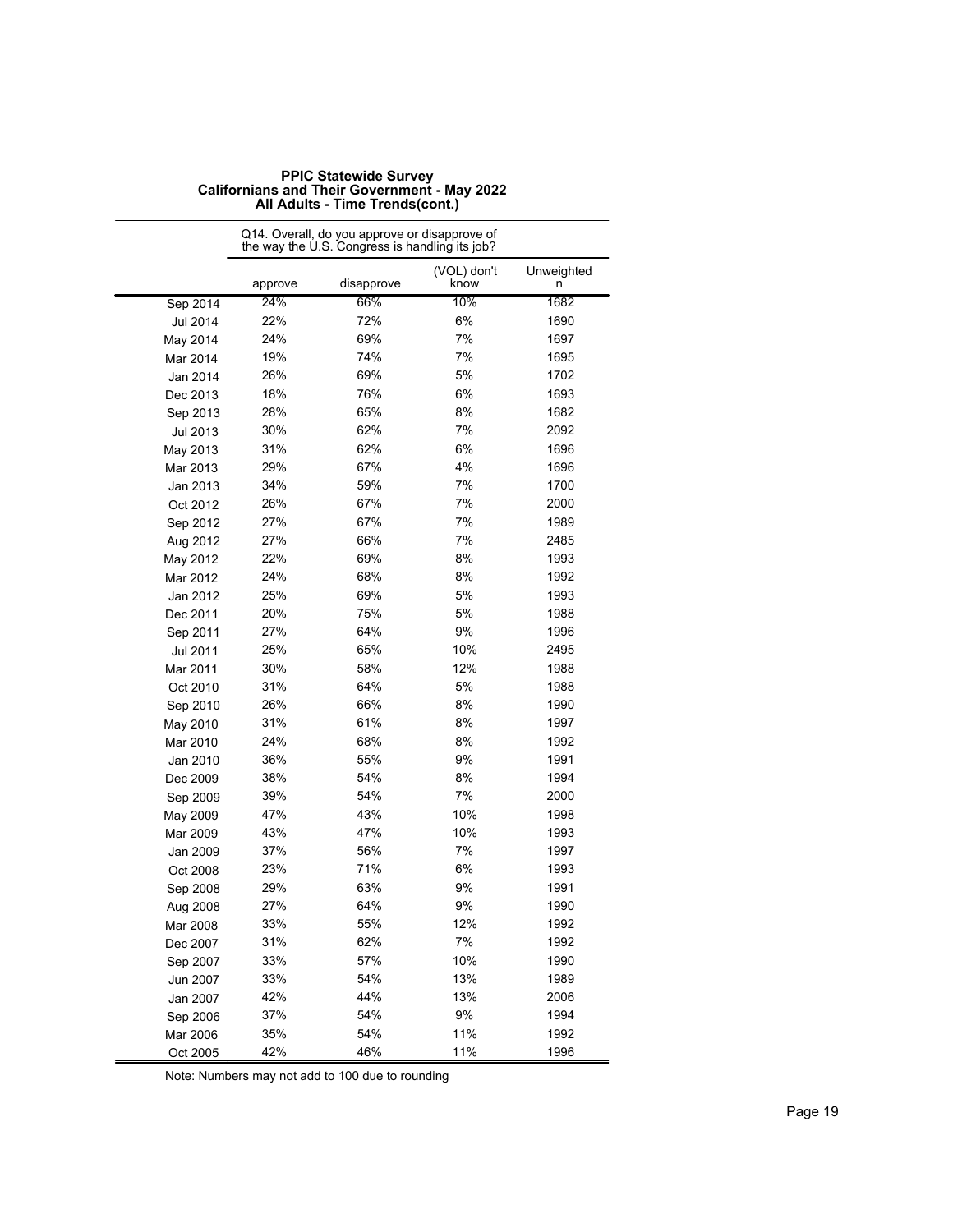# PPIC Statewide Survey
## Californians and Their Government - May 2022
### All Adults - Time Trends(cont.)

| | Q14. Overall, do you approve or disapprove of the way the U.S. Congress is handling its job? | | | |
|---|---|---|---|---|
| | approve | disapprove | (VOL) don't know | Unweighted n |
| Sep 2014 | 24% | 66% | 10% | 1682 |
| Jul 2014 | 22% | 72% | 6% | 1690 |
| May 2014 | 24% | 69% | 7% | 1697 |
| Mar 2014 | 19% | 74% | 7% | 1695 |
| Jan 2014 | 26% | 69% | 5% | 1702 |
| Dec 2013 | 18% | 76% | 6% | 1693 |
| Sep 2013 | 28% | 65% | 8% | 1682 |
| Jul 2013 | 30% | 62% | 7% | 2092 |
| May 2013 | 31% | 62% | 6% | 1696 |
| Mar 2013 | 29% | 67% | 4% | 1696 |
| Jan 2013 | 34% | 59% | 7% | 1700 |
| Oct 2012 | 26% | 67% | 7% | 2000 |
| Sep 2012 | 27% | 67% | 7% | 1989 |
| Aug 2012 | 27% | 66% | 7% | 2485 |
| May 2012 | 22% | 69% | 8% | 1993 |
| Mar 2012 | 24% | 68% | 8% | 1992 |
| Jan 2012 | 25% | 69% | 5% | 1993 |
| Dec 2011 | 20% | 75% | 5% | 1988 |
| Sep 2011 | 27% | 64% | 9% | 1996 |
| Jul 2011 | 25% | 65% | 10% | 2495 |
| Mar 2011 | 30% | 58% | 12% | 1988 |
| Oct 2010 | 31% | 64% | 5% | 1988 |
| Sep 2010 | 26% | 66% | 8% | 1990 |
| May 2010 | 31% | 61% | 8% | 1997 |
| Mar 2010 | 24% | 68% | 8% | 1992 |
| Jan 2010 | 36% | 55% | 9% | 1991 |
| Dec 2009 | 38% | 54% | 8% | 1994 |
| Sep 2009 | 39% | 54% | 7% | 2000 |
| May 2009 | 47% | 43% | 10% | 1998 |
| Mar 2009 | 43% | 47% | 10% | 1993 |
| Jan 2009 | 37% | 56% | 7% | 1997 |
| Oct 2008 | 23% | 71% | 6% | 1993 |
| Sep 2008 | 29% | 63% | 9% | 1991 |
| Aug 2008 | 27% | 64% | 9% | 1990 |
| Mar 2008 | 33% | 55% | 12% | 1992 |
| Dec 2007 | 31% | 62% | 7% | 1992 |
| Sep 2007 | 33% | 57% | 10% | 1990 |
| Jun 2007 | 33% | 54% | 13% | 1989 |
| Jan 2007 | 42% | 44% | 13% | 2006 |
| Sep 2006 | 37% | 54% | 9% | 1994 |
| Mar 2006 | 35% | 54% | 11% | 1992 |
| Oct 2005 | 42% | 46% | 11% | 1996 |

Note: Numbers may not add to 100 due to rounding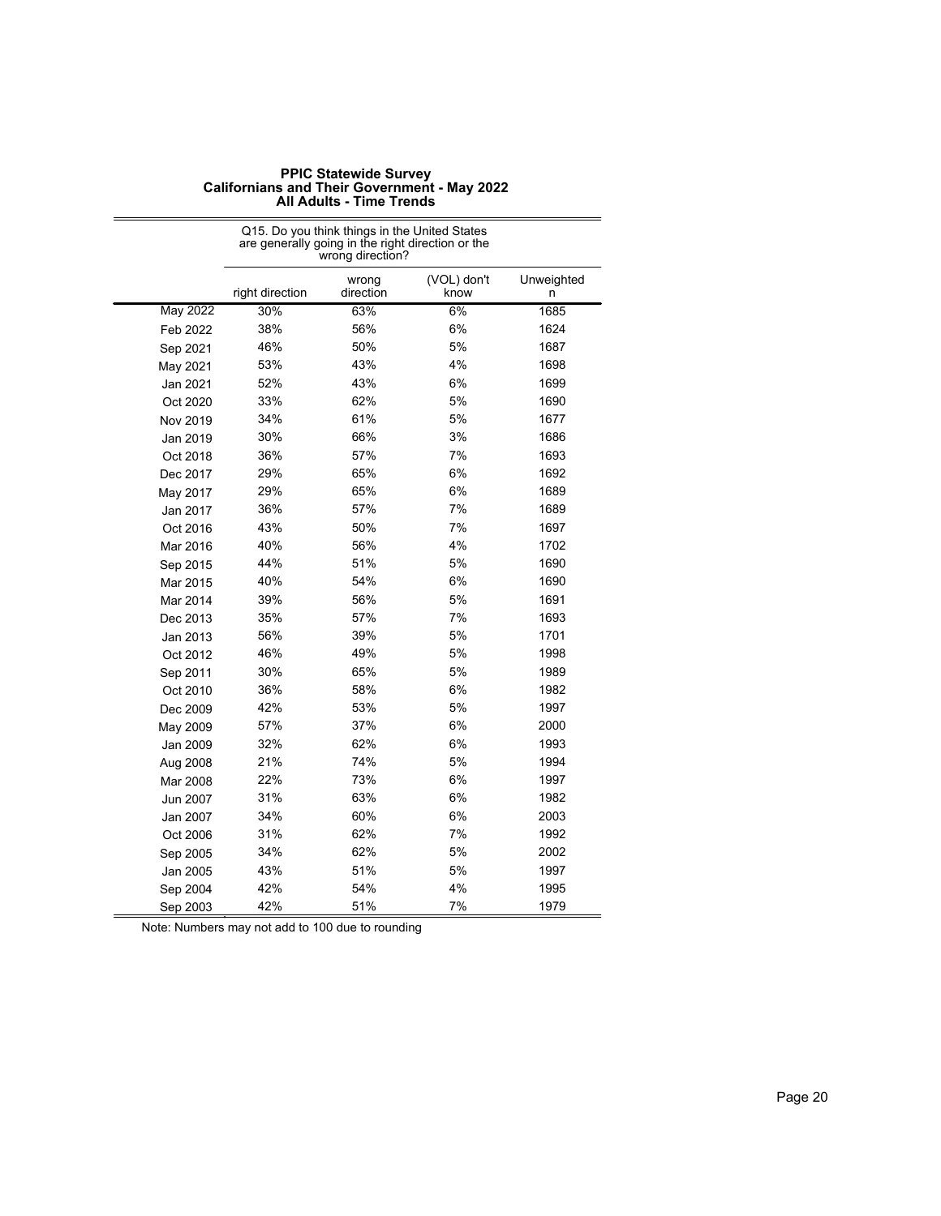**PPIC Statewide Survey**
**Californians and Their Government - May 2022**
**All Adults - Time Trends**

| | Q15. Do you think things in the United States are generally going in the right direction or the wrong direction? | | | |
|---|---|---|---|---|
| | right direction | wrong direction | (VOL) don't know | Unweighted n |
| May 2022 | 30% | 63% | 6% | 1685 |
| Feb 2022 | 38% | 56% | 6% | 1624 |
| Sep 2021 | 46% | 50% | 5% | 1687 |
| May 2021 | 53% | 43% | 4% | 1698 |
| Jan 2021 | 52% | 43% | 6% | 1699 |
| Oct 2020 | 33% | 62% | 5% | 1690 |
| Nov 2019 | 34% | 61% | 5% | 1677 |
| Jan 2019 | 30% | 66% | 3% | 1686 |
| Oct 2018 | 36% | 57% | 7% | 1693 |
| Dec 2017 | 29% | 65% | 6% | 1692 |
| May 2017 | 29% | 65% | 6% | 1689 |
| Jan 2017 | 36% | 57% | 7% | 1689 |
| Oct 2016 | 43% | 50% | 7% | 1697 |
| Mar 2016 | 40% | 56% | 4% | 1702 |
| Sep 2015 | 44% | 51% | 5% | 1690 |
| Mar 2015 | 40% | 54% | 6% | 1690 |
| Mar 2014 | 39% | 56% | 5% | 1691 |
| Dec 2013 | 35% | 57% | 7% | 1693 |
| Jan 2013 | 56% | 39% | 5% | 1701 |
| Oct 2012 | 46% | 49% | 5% | 1998 |
| Sep 2011 | 30% | 65% | 5% | 1989 |
| Oct 2010 | 36% | 58% | 6% | 1982 |
| Dec 2009 | 42% | 53% | 5% | 1997 |
| May 2009 | 57% | 37% | 6% | 2000 |
| Jan 2009 | 32% | 62% | 6% | 1993 |
| Aug 2008 | 21% | 74% | 5% | 1994 |
| Mar 2008 | 22% | 73% | 6% | 1997 |
| Jun 2007 | 31% | 63% | 6% | 1982 |
| Jan 2007 | 34% | 60% | 6% | 2003 |
| Oct 2006 | 31% | 62% | 7% | 1992 |
| Sep 2005 | 34% | 62% | 5% | 2002 |
| Jan 2005 | 43% | 51% | 5% | 1997 |
| Sep 2004 | 42% | 54% | 4% | 1995 |
| Sep 2003 | 42% | 51% | 7% | 1979 |

Note: Numbers may not add to 100 due to rounding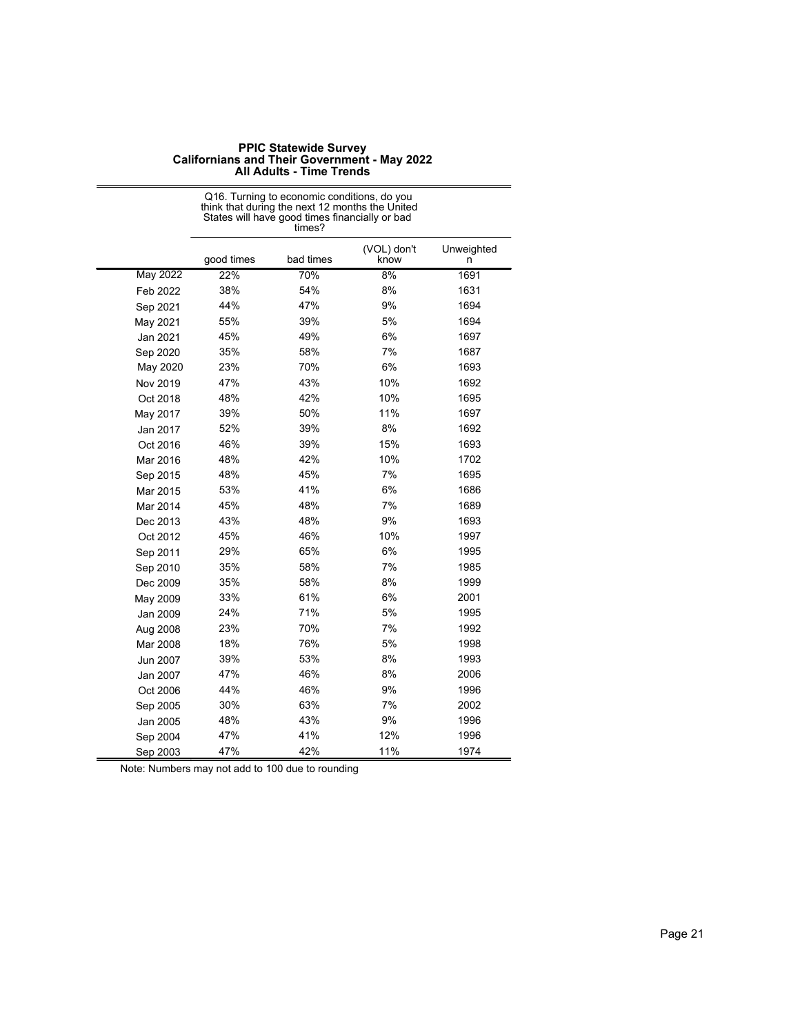**PPIC Statewide Survey**
**Californians and Their Government - May 2022**
**All Adults - Time Trends**

| | Q16. Turning to economic conditions, do you think that during the next 12 months the United States will have good times financially or bad times? | | | |
|---|---|---|---|---|
| | good times | bad times | (VOL) don't know | Unweighted n |
| May 2022 | 22% | 70% | 8% | 1691 |
| Feb 2022 | 38% | 54% | 8% | 1631 |
| Sep 2021 | 44% | 47% | 9% | 1694 |
| May 2021 | 55% | 39% | 5% | 1694 |
| Jan 2021 | 45% | 49% | 6% | 1697 |
| Sep 2020 | 35% | 58% | 7% | 1687 |
| May 2020 | 23% | 70% | 6% | 1693 |
| Nov 2019 | 47% | 43% | 10% | 1692 |
| Oct 2018 | 48% | 42% | 10% | 1695 |
| May 2017 | 39% | 50% | 11% | 1697 |
| Jan 2017 | 52% | 39% | 8% | 1692 |
| Oct 2016 | 46% | 39% | 15% | 1693 |
| Mar 2016 | 48% | 42% | 10% | 1702 |
| Sep 2015 | 48% | 45% | 7% | 1695 |
| Mar 2015 | 53% | 41% | 6% | 1686 |
| Mar 2014 | 45% | 48% | 7% | 1689 |
| Dec 2013 | 43% | 48% | 9% | 1693 |
| Oct 2012 | 45% | 46% | 10% | 1997 |
| Sep 2011 | 29% | 65% | 6% | 1995 |
| Sep 2010 | 35% | 58% | 7% | 1985 |
| Dec 2009 | 35% | 58% | 8% | 1999 |
| May 2009 | 33% | 61% | 6% | 2001 |
| Jan 2009 | 24% | 71% | 5% | 1995 |
| Aug 2008 | 23% | 70% | 7% | 1992 |
| Mar 2008 | 18% | 76% | 5% | 1998 |
| Jun 2007 | 39% | 53% | 8% | 1993 |
| Jan 2007 | 47% | 46% | 8% | 2006 |
| Oct 2006 | 44% | 46% | 9% | 1996 |
| Sep 2005 | 30% | 63% | 7% | 2002 |
| Jan 2005 | 48% | 43% | 9% | 1996 |
| Sep 2004 | 47% | 41% | 12% | 1996 |
| Sep 2003 | 47% | 42% | 11% | 1974 |

Note: Numbers may not add to 100 due to rounding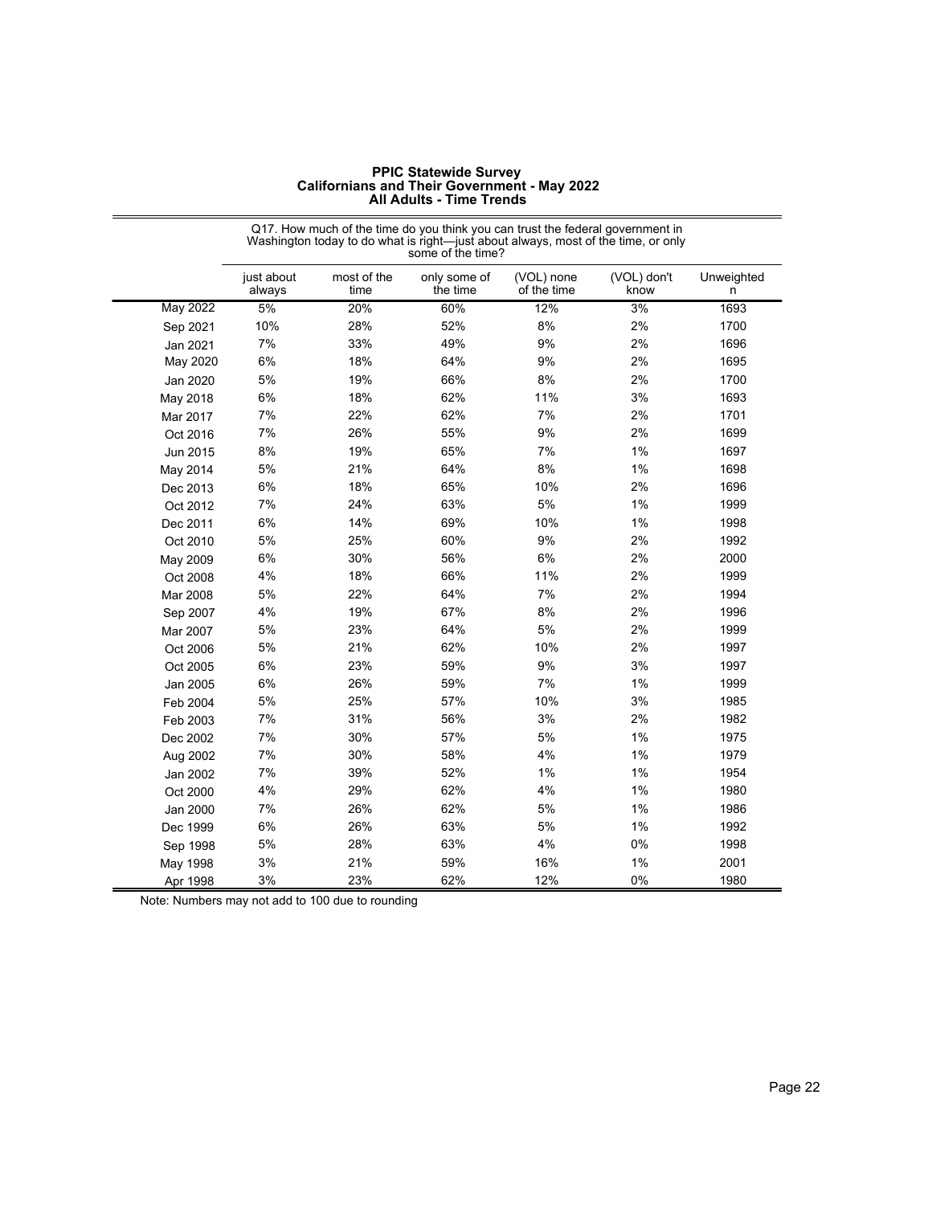# PPIC Statewide Survey
## Californians and Their Government - May 2022
### All Adults - Time Trends

| | Q17. How much of the time do you think you can trust the federal government in Washington today to do what is right—just about always, most of the time, or only some of the time? | | | | | |
|---|---|---|---|---|---|---|
| | just about always | most of the time | only some of the time | (VOL) none of the time | (VOL) don't know | Unweighted n |
| May 2022 | 5% | 20% | 60% | 12% | 3% | 1693 |
| Sep 2021 | 10% | 28% | 52% | 8% | 2% | 1700 |
| Jan 2021 | 7% | 33% | 49% | 9% | 2% | 1696 |
| May 2020 | 6% | 18% | 64% | 9% | 2% | 1695 |
| Jan 2020 | 5% | 19% | 66% | 8% | 2% | 1700 |
| May 2018 | 6% | 18% | 62% | 11% | 3% | 1693 |
| Mar 2017 | 7% | 22% | 62% | 7% | 2% | 1701 |
| Oct 2016 | 7% | 26% | 55% | 9% | 2% | 1699 |
| Jun 2015 | 8% | 19% | 65% | 7% | 1% | 1697 |
| May 2014 | 5% | 21% | 64% | 8% | 1% | 1698 |
| Dec 2013 | 6% | 18% | 65% | 10% | 2% | 1696 |
| Oct 2012 | 7% | 24% | 63% | 5% | 1% | 1999 |
| Dec 2011 | 6% | 14% | 69% | 10% | 1% | 1998 |
| Oct 2010 | 5% | 25% | 60% | 9% | 2% | 1992 |
| May 2009 | 6% | 30% | 56% | 6% | 2% | 2000 |
| Oct 2008 | 4% | 18% | 66% | 11% | 2% | 1999 |
| Mar 2008 | 5% | 22% | 64% | 7% | 2% | 1994 |
| Sep 2007 | 4% | 19% | 67% | 8% | 2% | 1996 |
| Mar 2007 | 5% | 23% | 64% | 5% | 2% | 1999 |
| Oct 2006 | 5% | 21% | 62% | 10% | 2% | 1997 |
| Oct 2005 | 6% | 23% | 59% | 9% | 3% | 1997 |
| Jan 2005 | 6% | 26% | 59% | 7% | 1% | 1999 |
| Feb 2004 | 5% | 25% | 57% | 10% | 3% | 1985 |
| Feb 2003 | 7% | 31% | 56% | 3% | 2% | 1982 |
| Dec 2002 | 7% | 30% | 57% | 5% | 1% | 1975 |
| Aug 2002 | 7% | 30% | 58% | 4% | 1% | 1979 |
| Jan 2002 | 7% | 39% | 52% | 1% | 1% | 1954 |
| Oct 2000 | 4% | 29% | 62% | 4% | 1% | 1980 |
| Jan 2000 | 7% | 26% | 62% | 5% | 1% | 1986 |
| Dec 1999 | 6% | 26% | 63% | 5% | 1% | 1992 |
| Sep 1998 | 5% | 28% | 63% | 4% | 0% | 1998 |
| May 1998 | 3% | 21% | 59% | 16% | 1% | 2001 |
| Apr 1998 | 3% | 23% | 62% | 12% | 0% | 1980 |

Note: Numbers may not add to 100 due to rounding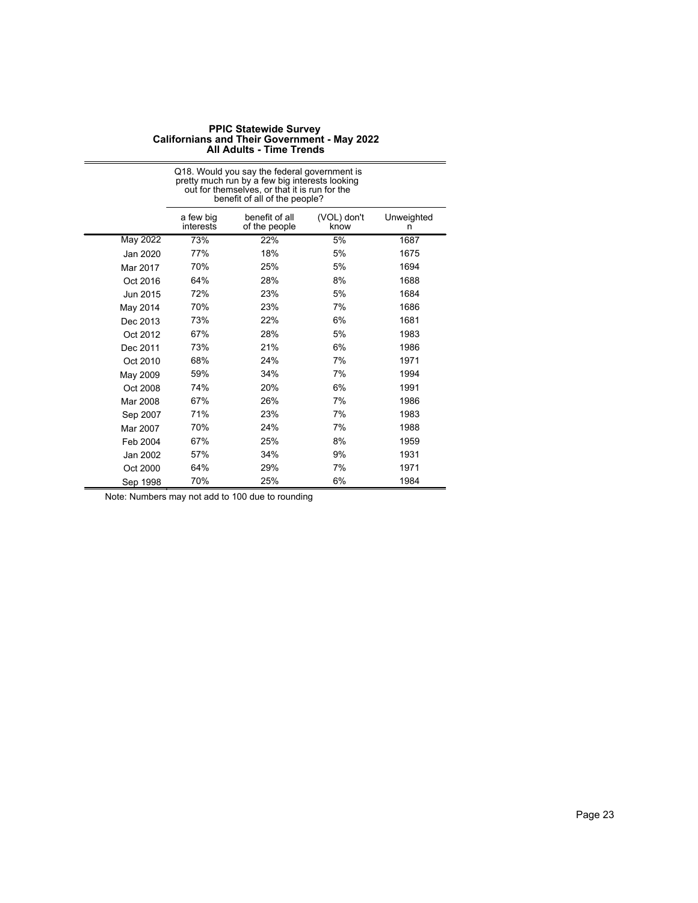**PPIC Statewide Survey**
**Californians and Their Government - May 2022**
**All Adults - Time Trends**

| | Q18. Would you say the federal government is pretty much run by a few big interests looking out for themselves, or that it is run for the benefit of all of the people? | | | |
|---|---|---|---|---|
| | a few big interests | benefit of all of the people | (VOL) don't know | Unweighted n |
| May 2022 | 73% | 22% | 5% | 1687 |
| Jan 2020 | 77% | 18% | 5% | 1675 |
| Mar 2017 | 70% | 25% | 5% | 1694 |
| Oct 2016 | 64% | 28% | 8% | 1688 |
| Jun 2015 | 72% | 23% | 5% | 1684 |
| May 2014 | 70% | 23% | 7% | 1686 |
| Dec 2013 | 73% | 22% | 6% | 1681 |
| Oct 2012 | 67% | 28% | 5% | 1983 |
| Dec 2011 | 73% | 21% | 6% | 1986 |
| Oct 2010 | 68% | 24% | 7% | 1971 |
| May 2009 | 59% | 34% | 7% | 1994 |
| Oct 2008 | 74% | 20% | 6% | 1991 |
| Mar 2008 | 67% | 26% | 7% | 1986 |
| Sep 2007 | 71% | 23% | 7% | 1983 |
| Mar 2007 | 70% | 24% | 7% | 1988 |
| Feb 2004 | 67% | 25% | 8% | 1959 |
| Jan 2002 | 57% | 34% | 9% | 1931 |
| Oct 2000 | 64% | 29% | 7% | 1971 |
| Sep 1998 | 70% | 25% | 6% | 1984 |

Note: Numbers may not add to 100 due to rounding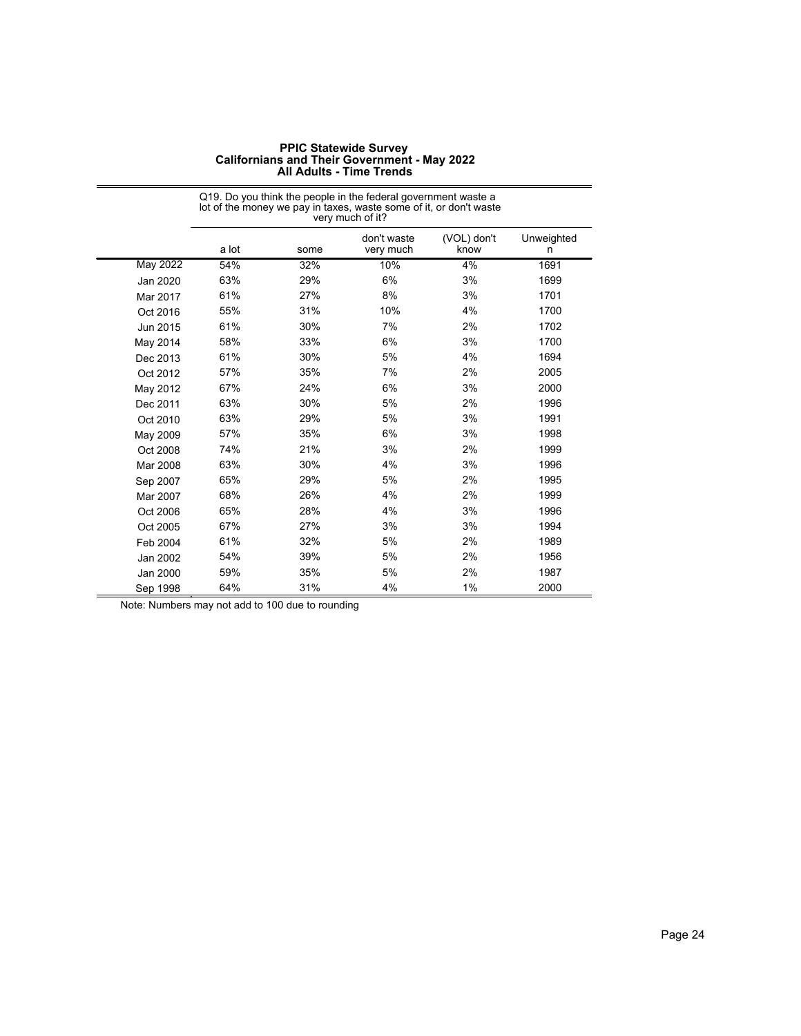**PPIC Statewide Survey**
**Californians and Their Government - May 2022**
**All Adults - Time Trends**

| | Q19. Do you think the people in the federal government waste a lot of the money we pay in taxes, waste some of it, or don't waste very much of it? | | | | |
|---|---|---|---|---|---|
| | a lot | some | don't waste very much | (VOL) don't know | Unweighted n |
| May 2022 | 54% | 32% | 10% | 4% | 1691 |
| Jan 2020 | 63% | 29% | 6% | 3% | 1699 |
| Mar 2017 | 61% | 27% | 8% | 3% | 1701 |
| Oct 2016 | 55% | 31% | 10% | 4% | 1700 |
| Jun 2015 | 61% | 30% | 7% | 2% | 1702 |
| May 2014 | 58% | 33% | 6% | 3% | 1700 |
| Dec 2013 | 61% | 30% | 5% | 4% | 1694 |
| Oct 2012 | 57% | 35% | 7% | 2% | 2005 |
| May 2012 | 67% | 24% | 6% | 3% | 2000 |
| Dec 2011 | 63% | 30% | 5% | 2% | 1996 |
| Oct 2010 | 63% | 29% | 5% | 3% | 1991 |
| May 2009 | 57% | 35% | 6% | 3% | 1998 |
| Oct 2008 | 74% | 21% | 3% | 2% | 1999 |
| Mar 2008 | 63% | 30% | 4% | 3% | 1996 |
| Sep 2007 | 65% | 29% | 5% | 2% | 1995 |
| Mar 2007 | 68% | 26% | 4% | 2% | 1999 |
| Oct 2006 | 65% | 28% | 4% | 3% | 1996 |
| Oct 2005 | 67% | 27% | 3% | 3% | 1994 |
| Feb 2004 | 61% | 32% | 5% | 2% | 1989 |
| Jan 2002 | 54% | 39% | 5% | 2% | 1956 |
| Jan 2000 | 59% | 35% | 5% | 2% | 1987 |
| Sep 1998 | 64% | 31% | 4% | 1% | 2000 |

Note: Numbers may not add to 100 due to rounding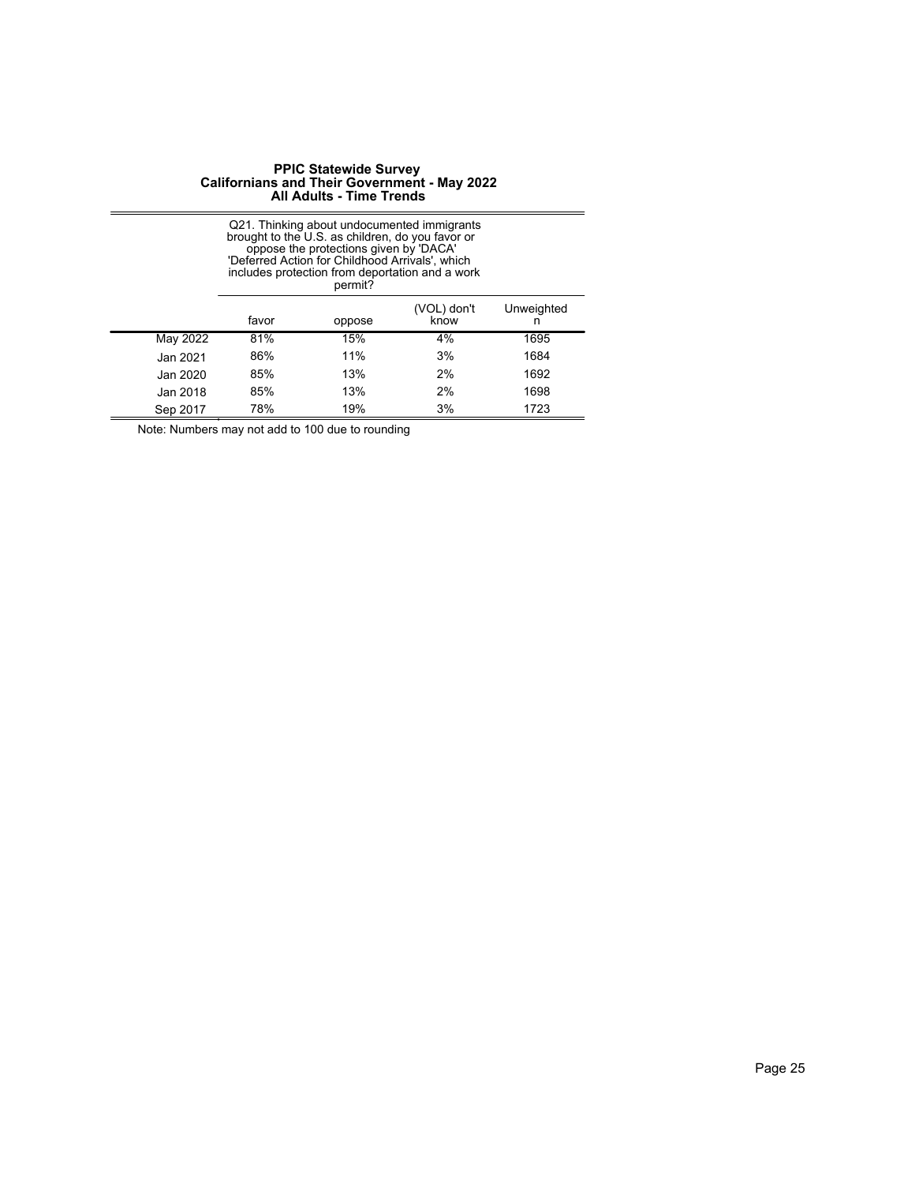**PPIC Statewide Survey**
**Californians and Their Government - May 2022**
**All Adults - Time Trends**

| | Q21. Thinking about undocumented immigrants brought to the U.S. as children, do you favor or oppose the protections given by 'DACA' 'Deferred Action for Childhood Arrivals', which includes protection from deportation and a work permit? | | | |
|---|---|---|---|---|
| | favor | oppose | (VOL) don't know | Unweighted n |
| May 2022 | 81% | 15% | 4% | 1695 |
| Jan 2021 | 86% | 11% | 3% | 1684 |
| Jan 2020 | 85% | 13% | 2% | 1692 |
| Jan 2018 | 85% | 13% | 2% | 1698 |
| Sep 2017 | 78% | 19% | 3% | 1723 |

Note: Numbers may not add to 100 due to rounding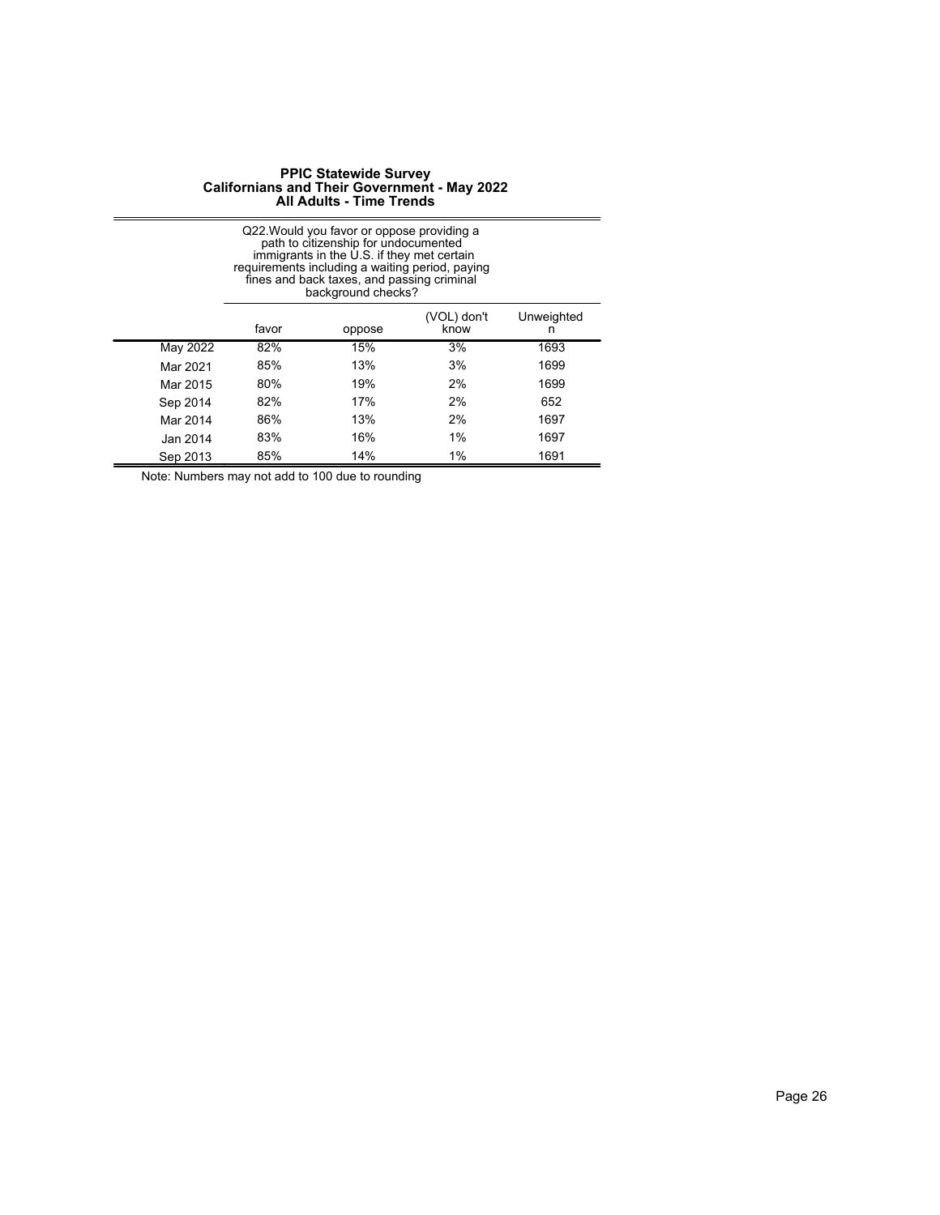# PPIC Statewide Survey
## Californians and Their Government - May 2022
### All Adults - Time Trends

| | Q22.Would you favor or oppose providing a path to citizenship for undocumented immigrants in the U.S. if they met certain requirements including a waiting period, paying fines and back taxes, and passing criminal background checks? | | | |
|---|---|---|---|---|
| | favor | oppose | (VOL) don't know | Unweighted n |
| May 2022 | 82% | 15% | 3% | 1693 |
| Mar 2021 | 85% | 13% | 3% | 1699 |
| Mar 2015 | 80% | 19% | 2% | 1699 |
| Sep 2014 | 82% | 17% | 2% | 652 |
| Mar 2014 | 86% | 13% | 2% | 1697 |
| Jan 2014 | 83% | 16% | 1% | 1697 |
| Sep 2013 | 85% | 14% | 1% | 1691 |

Note: Numbers may not add to 100 due to rounding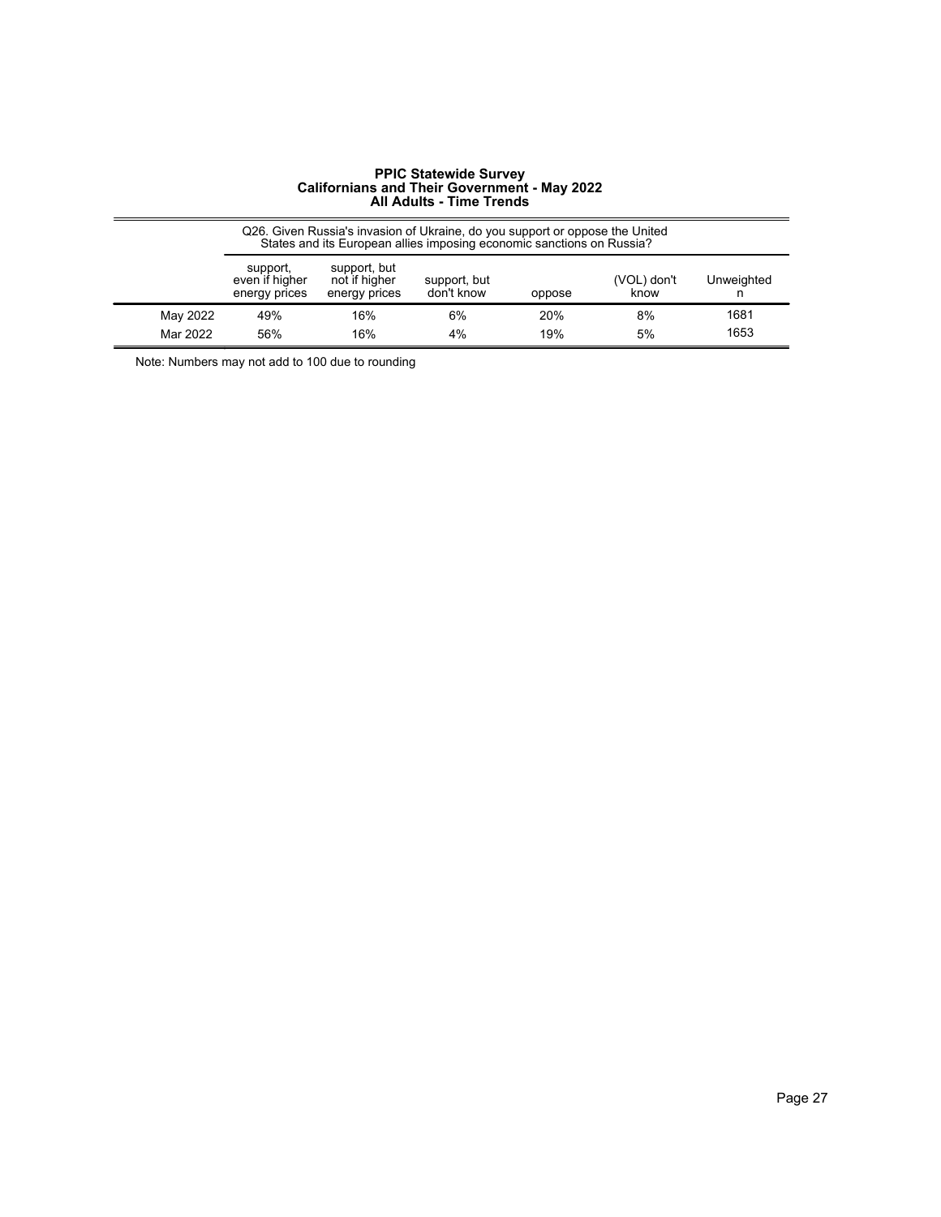**PPIC Statewide Survey**
**Californians and Their Government - May 2022**
**All Adults - Time Trends**

| | Q26. Given Russia's invasion of Ukraine, do you support or oppose the United States and its European allies imposing economic sanctions on Russia? | | | | | |
|---|---|---|---|---|---|---|
| | support, even if higher energy prices | support, but not if higher energy prices | support, but don't know | oppose | (VOL) don't know | Unweighted n |
| May 2022 | 49% | 16% | 6% | 20% | 8% | 1681 |
| Mar 2022 | 56% | 16% | 4% | 19% | 5% | 1653 |

Note: Numbers may not add to 100 due to rounding